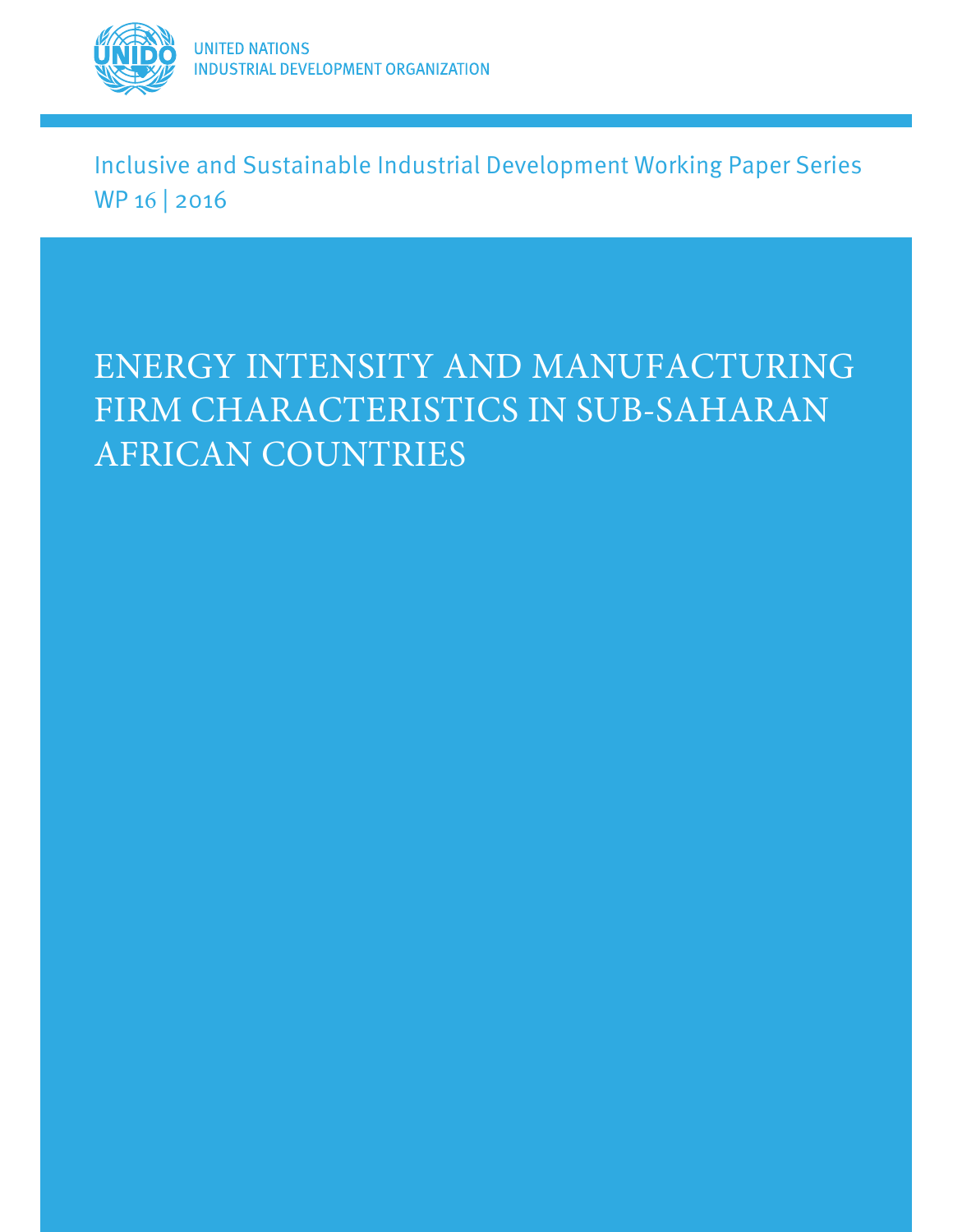UNITED NATIONS
INDUSTRIAL DEVELOPMENT ORGANIZATION

Inclusive and Sustainable Industrial Development Working Paper Series
WP 16 | 2016

# ENERGY INTENSITY AND MANUFACTURING FIRM CHARACTERISTICS IN SUB-SAHARAN AFRICAN COUNTRIES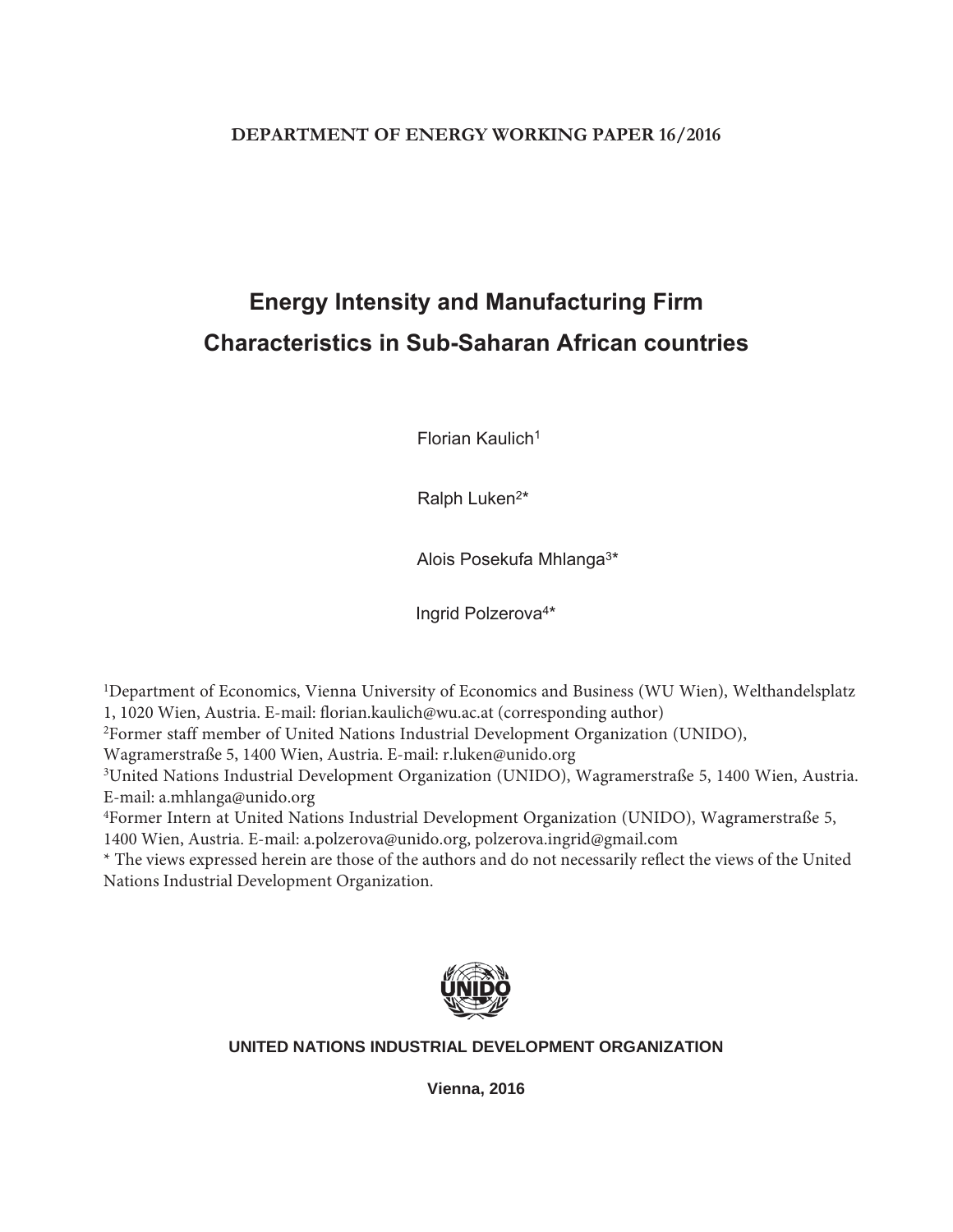DEPARTMENT OF ENERGY WORKING PAPER 16/2016

# Energy Intensity and Manufacturing Firm Characteristics in Sub-Saharan African countries

Florian Kaulich[1]

Ralph Luken[2*]

Alois Posekufa Mhlanga[3*]

Ingrid Polzerova[4*]

[1]Department of Economics, Vienna University of Economics and Business (WU Wien), Welthandelsplatz 1, 1020 Wien, Austria. E-mail: florian.kaulich@wu.ac.at (corresponding author)
[2]Former staff member of United Nations Industrial Development Organization (UNIDO), Wagramerstraße 5, 1400 Wien, Austria. E-mail: r.luken@unido.org
[3]United Nations Industrial Development Organization (UNIDO), Wagramerstraße 5, 1400 Wien, Austria. E-mail: a.mhlanga@unido.org
[4]Former Intern at United Nations Industrial Development Organization (UNIDO), Wagramerstraße 5, 1400 Wien, Austria. E-mail: a.polzerova@unido.org, polzerova.ingrid@gmail.com
* The views expressed herein are those of the authors and do not necessarily reflect the views of the United Nations Industrial Development Organization.

UNITED NATIONS INDUSTRIAL DEVELOPMENT ORGANIZATION

Vienna, 2016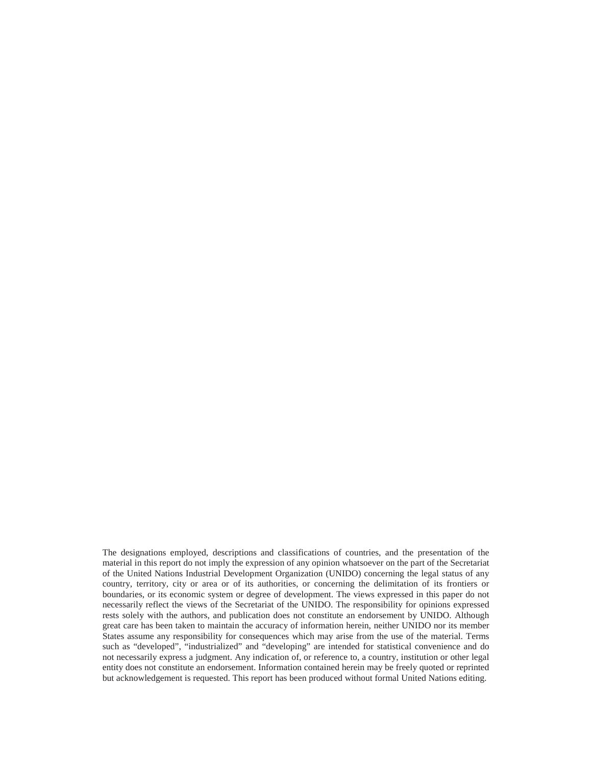The designations employed, descriptions and classifications of countries, and the presentation of the material in this report do not imply the expression of any opinion whatsoever on the part of the Secretariat of the United Nations Industrial Development Organization (UNIDO) concerning the legal status of any country, territory, city or area or of its authorities, or concerning the delimitation of its frontiers or boundaries, or its economic system or degree of development. The views expressed in this paper do not necessarily reflect the views of the Secretariat of the UNIDO. The responsibility for opinions expressed rests solely with the authors, and publication does not constitute an endorsement by UNIDO. Although great care has been taken to maintain the accuracy of information herein, neither UNIDO nor its member States assume any responsibility for consequences which may arise from the use of the material. Terms such as "developed", "industrialized" and "developing" are intended for statistical convenience and do not necessarily express a judgment. Any indication of, or reference to, a country, institution or other legal entity does not constitute an endorsement. Information contained herein may be freely quoted or reprinted but acknowledgement is requested. This report has been produced without formal United Nations editing.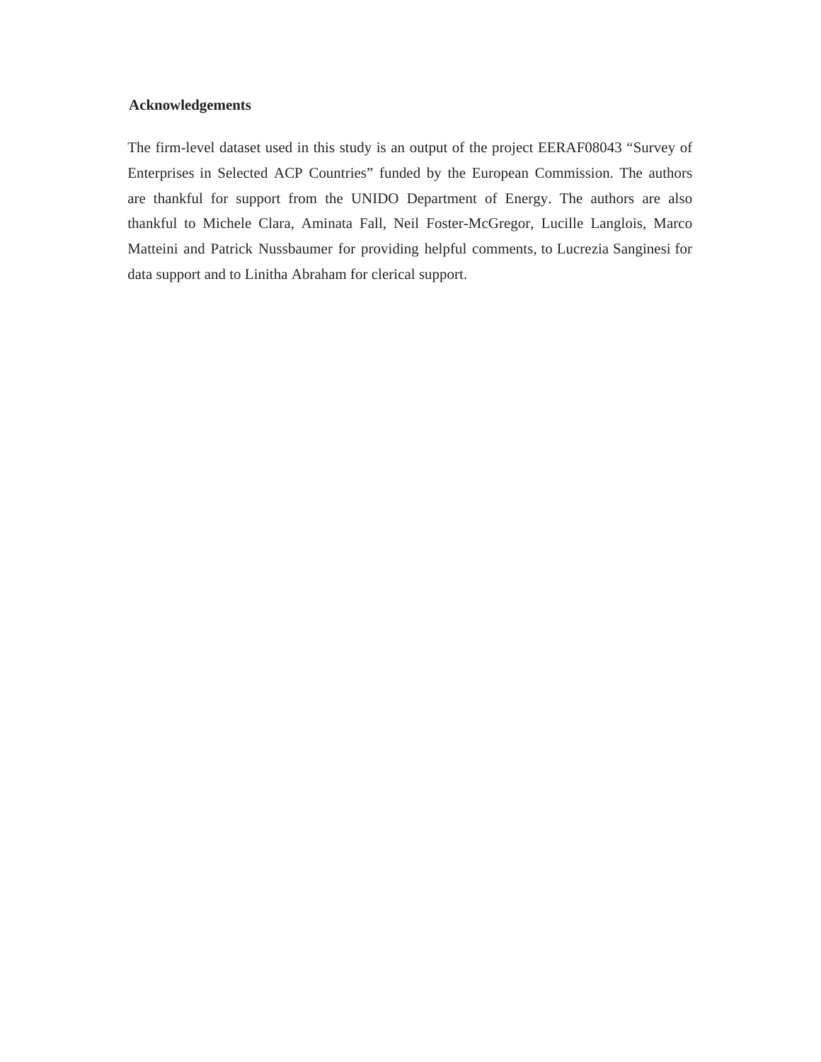## Acknowledgements

The firm-level dataset used in this study is an output of the project EERAF08043 "Survey of Enterprises in Selected ACP Countries" funded by the European Commission. The authors are thankful for support from the UNIDO Department of Energy. The authors are also thankful to Michele Clara, Aminata Fall, Neil Foster-McGregor, Lucille Langlois, Marco Matteini and Patrick Nussbaumer for providing helpful comments, to Lucrezia Sanginesi for data support and to Linitha Abraham for clerical support.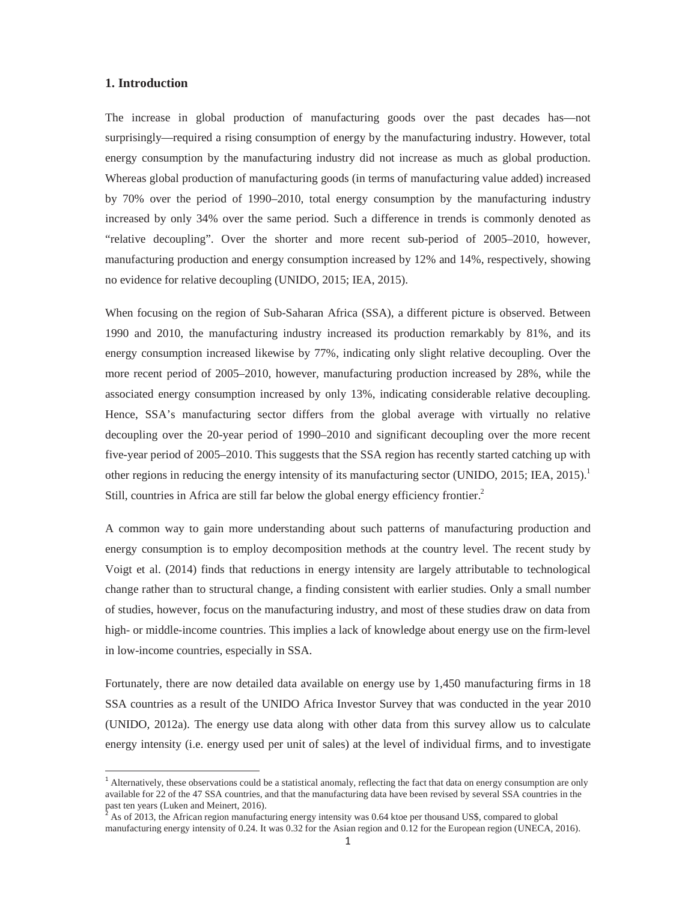## 1. Introduction

The increase in global production of manufacturing goods over the past decades has—not surprisingly—required a rising consumption of energy by the manufacturing industry. However, total energy consumption by the manufacturing industry did not increase as much as global production. Whereas global production of manufacturing goods (in terms of manufacturing value added) increased by 70% over the period of 1990–2010, total energy consumption by the manufacturing industry increased by only 34% over the same period. Such a difference in trends is commonly denoted as "relative decoupling". Over the shorter and more recent sub-period of 2005–2010, however, manufacturing production and energy consumption increased by 12% and 14%, respectively, showing no evidence for relative decoupling (UNIDO, 2015; IEA, 2015).

When focusing on the region of Sub-Saharan Africa (SSA), a different picture is observed. Between 1990 and 2010, the manufacturing industry increased its production remarkably by 81%, and its energy consumption increased likewise by 77%, indicating only slight relative decoupling. Over the more recent period of 2005–2010, however, manufacturing production increased by 28%, while the associated energy consumption increased by only 13%, indicating considerable relative decoupling. Hence, SSA's manufacturing sector differs from the global average with virtually no relative decoupling over the 20-year period of 1990–2010 and significant decoupling over the more recent five-year period of 2005–2010. This suggests that the SSA region has recently started catching up with other regions in reducing the energy intensity of its manufacturing sector (UNIDO, 2015; IEA, 2015).[1] Still, countries in Africa are still far below the global energy efficiency frontier.[2]

A common way to gain more understanding about such patterns of manufacturing production and energy consumption is to employ decomposition methods at the country level. The recent study by Voigt et al. (2014) finds that reductions in energy intensity are largely attributable to technological change rather than to structural change, a finding consistent with earlier studies. Only a small number of studies, however, focus on the manufacturing industry, and most of these studies draw on data from high- or middle-income countries. This implies a lack of knowledge about energy use on the firm-level in low-income countries, especially in SSA.

Fortunately, there are now detailed data available on energy use by 1,450 manufacturing firms in 18 SSA countries as a result of the UNIDO Africa Investor Survey that was conducted in the year 2010 (UNIDO, 2012a). The energy use data along with other data from this survey allow us to calculate energy intensity (i.e. energy used per unit of sales) at the level of individual firms, and to investigate

[1] Alternatively, these observations could be a statistical anomaly, reflecting the fact that data on energy consumption are only available for 22 of the 47 SSA countries, and that the manufacturing data have been revised by several SSA countries in the past ten years (Luken and Meinert, 2016).

[2] As of 2013, the African region manufacturing energy intensity was 0.64 ktoe per thousand US$, compared to global manufacturing energy intensity of 0.24. It was 0.32 for the Asian region and 0.12 for the European region (UNECA, 2016).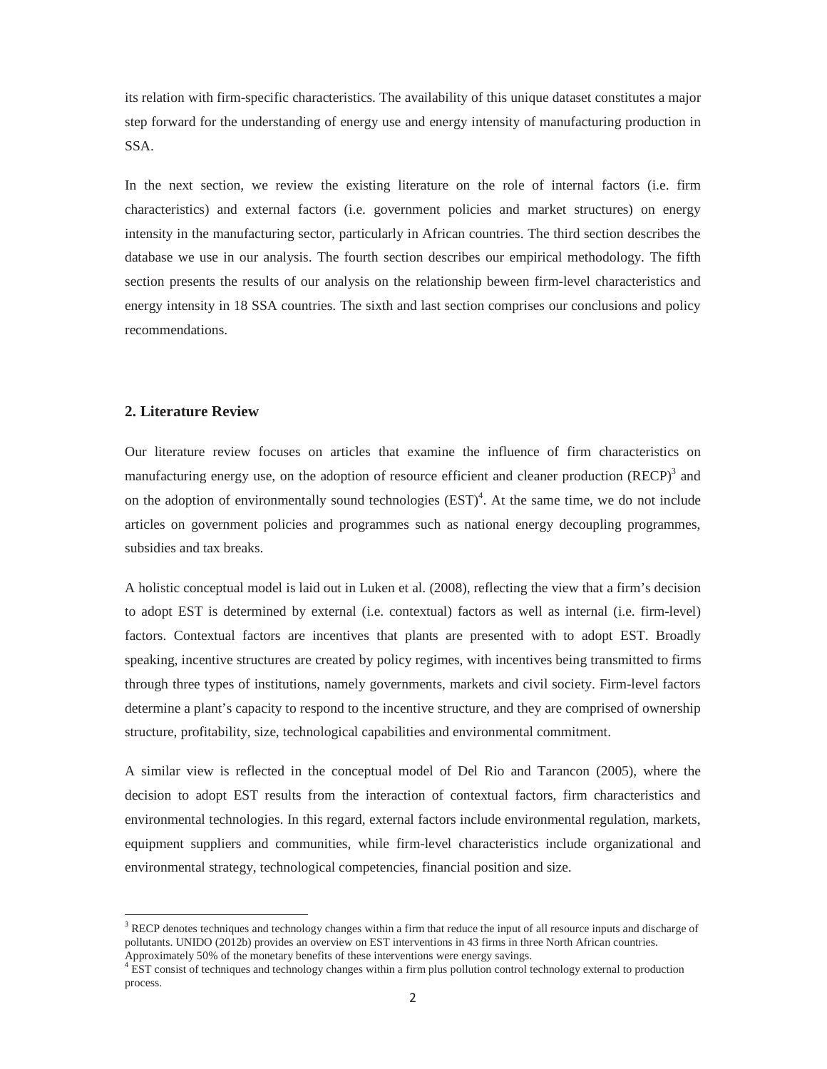its relation with firm-specific characteristics. The availability of this unique dataset constitutes a major step forward for the understanding of energy use and energy intensity of manufacturing production in SSA.

In the next section, we review the existing literature on the role of internal factors (i.e. firm characteristics) and external factors (i.e. government policies and market structures) on energy intensity in the manufacturing sector, particularly in African countries. The third section describes the database we use in our analysis. The fourth section describes our empirical methodology. The fifth section presents the results of our analysis on the relationship beween firm-level characteristics and energy intensity in 18 SSA countries. The sixth and last section comprises our conclusions and policy recommendations.

## 2. Literature Review

Our literature review focuses on articles that examine the influence of firm characteristics on manufacturing energy use, on the adoption of resource efficient and cleaner production (RECP)[3] and on the adoption of environmentally sound technologies (EST)[4]. At the same time, we do not include articles on government policies and programmes such as national energy decoupling programmes, subsidies and tax breaks.

A holistic conceptual model is laid out in Luken et al. (2008), reflecting the view that a firm's decision to adopt EST is determined by external (i.e. contextual) factors as well as internal (i.e. firm-level) factors. Contextual factors are incentives that plants are presented with to adopt EST. Broadly speaking, incentive structures are created by policy regimes, with incentives being transmitted to firms through three types of institutions, namely governments, markets and civil society. Firm-level factors determine a plant's capacity to respond to the incentive structure, and they are comprised of ownership structure, profitability, size, technological capabilities and environmental commitment.

A similar view is reflected in the conceptual model of Del Rio and Tarancon (2005), where the decision to adopt EST results from the interaction of contextual factors, firm characteristics and environmental technologies. In this regard, external factors include environmental regulation, markets, equipment suppliers and communities, while firm-level characteristics include organizational and environmental strategy, technological competencies, financial position and size.

[3] RECP denotes techniques and technology changes within a firm that reduce the input of all resource inputs and discharge of pollutants. UNIDO (2012b) provides an overview on EST interventions in 43 firms in three North African countries. Approximately 50% of the monetary benefits of these interventions were energy savings.

[4] EST consist of techniques and technology changes within a firm plus pollution control technology external to production process.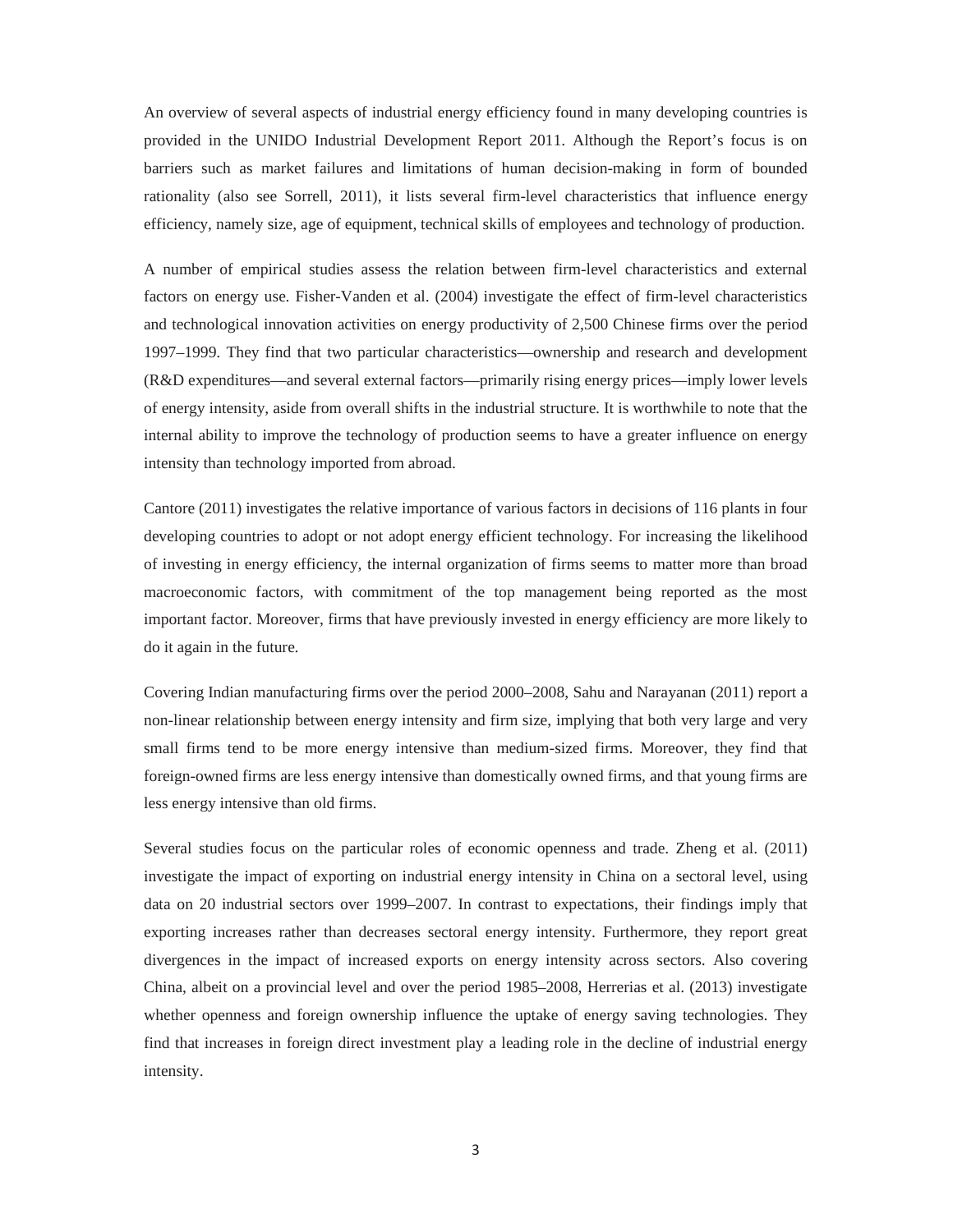An overview of several aspects of industrial energy efficiency found in many developing countries is provided in the UNIDO Industrial Development Report 2011. Although the Report's focus is on barriers such as market failures and limitations of human decision-making in form of bounded rationality (also see Sorrell, 2011), it lists several firm-level characteristics that influence energy efficiency, namely size, age of equipment, technical skills of employees and technology of production.

A number of empirical studies assess the relation between firm-level characteristics and external factors on energy use. Fisher-Vanden et al. (2004) investigate the effect of firm-level characteristics and technological innovation activities on energy productivity of 2,500 Chinese firms over the period 1997–1999. They find that two particular characteristics—ownership and research and development (R&D expenditures—and several external factors—primarily rising energy prices—imply lower levels of energy intensity, aside from overall shifts in the industrial structure. It is worthwhile to note that the internal ability to improve the technology of production seems to have a greater influence on energy intensity than technology imported from abroad.

Cantore (2011) investigates the relative importance of various factors in decisions of 116 plants in four developing countries to adopt or not adopt energy efficient technology. For increasing the likelihood of investing in energy efficiency, the internal organization of firms seems to matter more than broad macroeconomic factors, with commitment of the top management being reported as the most important factor. Moreover, firms that have previously invested in energy efficiency are more likely to do it again in the future.

Covering Indian manufacturing firms over the period 2000–2008, Sahu and Narayanan (2011) report a non-linear relationship between energy intensity and firm size, implying that both very large and very small firms tend to be more energy intensive than medium-sized firms. Moreover, they find that foreign-owned firms are less energy intensive than domestically owned firms, and that young firms are less energy intensive than old firms.

Several studies focus on the particular roles of economic openness and trade. Zheng et al. (2011) investigate the impact of exporting on industrial energy intensity in China on a sectoral level, using data on 20 industrial sectors over 1999–2007. In contrast to expectations, their findings imply that exporting increases rather than decreases sectoral energy intensity. Furthermore, they report great divergences in the impact of increased exports on energy intensity across sectors. Also covering China, albeit on a provincial level and over the period 1985–2008, Herrerias et al. (2013) investigate whether openness and foreign ownership influence the uptake of energy saving technologies. They find that increases in foreign direct investment play a leading role in the decline of industrial energy intensity.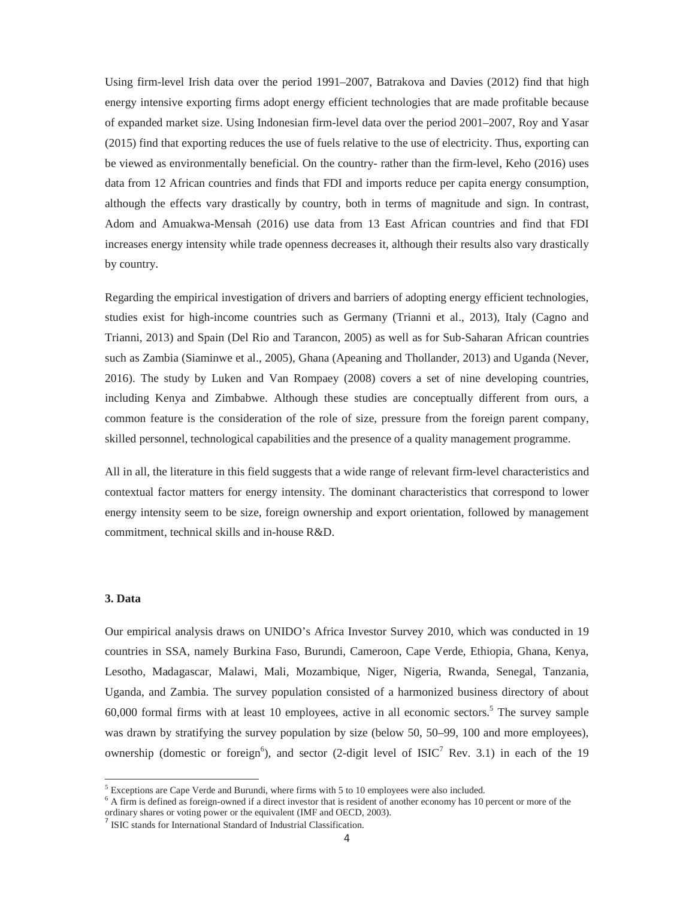Using firm-level Irish data over the period 1991–2007, Batrakova and Davies (2012) find that high energy intensive exporting firms adopt energy efficient technologies that are made profitable because of expanded market size. Using Indonesian firm-level data over the period 2001–2007, Roy and Yasar (2015) find that exporting reduces the use of fuels relative to the use of electricity. Thus, exporting can be viewed as environmentally beneficial. On the country- rather than the firm-level, Keho (2016) uses data from 12 African countries and finds that FDI and imports reduce per capita energy consumption, although the effects vary drastically by country, both in terms of magnitude and sign. In contrast, Adom and Amuakwa-Mensah (2016) use data from 13 East African countries and find that FDI increases energy intensity while trade openness decreases it, although their results also vary drastically by country.

Regarding the empirical investigation of drivers and barriers of adopting energy efficient technologies, studies exist for high-income countries such as Germany (Trianni et al., 2013), Italy (Cagno and Trianni, 2013) and Spain (Del Rio and Tarancon, 2005) as well as for Sub-Saharan African countries such as Zambia (Siaminwe et al., 2005), Ghana (Apeaning and Thollander, 2013) and Uganda (Never, 2016). The study by Luken and Van Rompaey (2008) covers a set of nine developing countries, including Kenya and Zimbabwe. Although these studies are conceptually different from ours, a common feature is the consideration of the role of size, pressure from the foreign parent company, skilled personnel, technological capabilities and the presence of a quality management programme.

All in all, the literature in this field suggests that a wide range of relevant firm-level characteristics and contextual factor matters for energy intensity. The dominant characteristics that correspond to lower energy intensity seem to be size, foreign ownership and export orientation, followed by management commitment, technical skills and in-house R&D.

## 3. Data

Our empirical analysis draws on UNIDO's Africa Investor Survey 2010, which was conducted in 19 countries in SSA, namely Burkina Faso, Burundi, Cameroon, Cape Verde, Ethiopia, Ghana, Kenya, Lesotho, Madagascar, Malawi, Mali, Mozambique, Niger, Nigeria, Rwanda, Senegal, Tanzania, Uganda, and Zambia. The survey population consisted of a harmonized business directory of about 60,000 formal firms with at least 10 employees, active in all economic sectors.[5] The survey sample was drawn by stratifying the survey population by size (below 50, 50–99, 100 and more employees), ownership (domestic or foreign[6]), and sector (2-digit level of ISIC[7] Rev. 3.1) in each of the 19

[5] Exceptions are Cape Verde and Burundi, where firms with 5 to 10 employees were also included.

[6] A firm is defined as foreign-owned if a direct investor that is resident of another economy has 10 percent or more of the ordinary shares or voting power or the equivalent (IMF and OECD, 2003).

[7] ISIC stands for International Standard of Industrial Classification.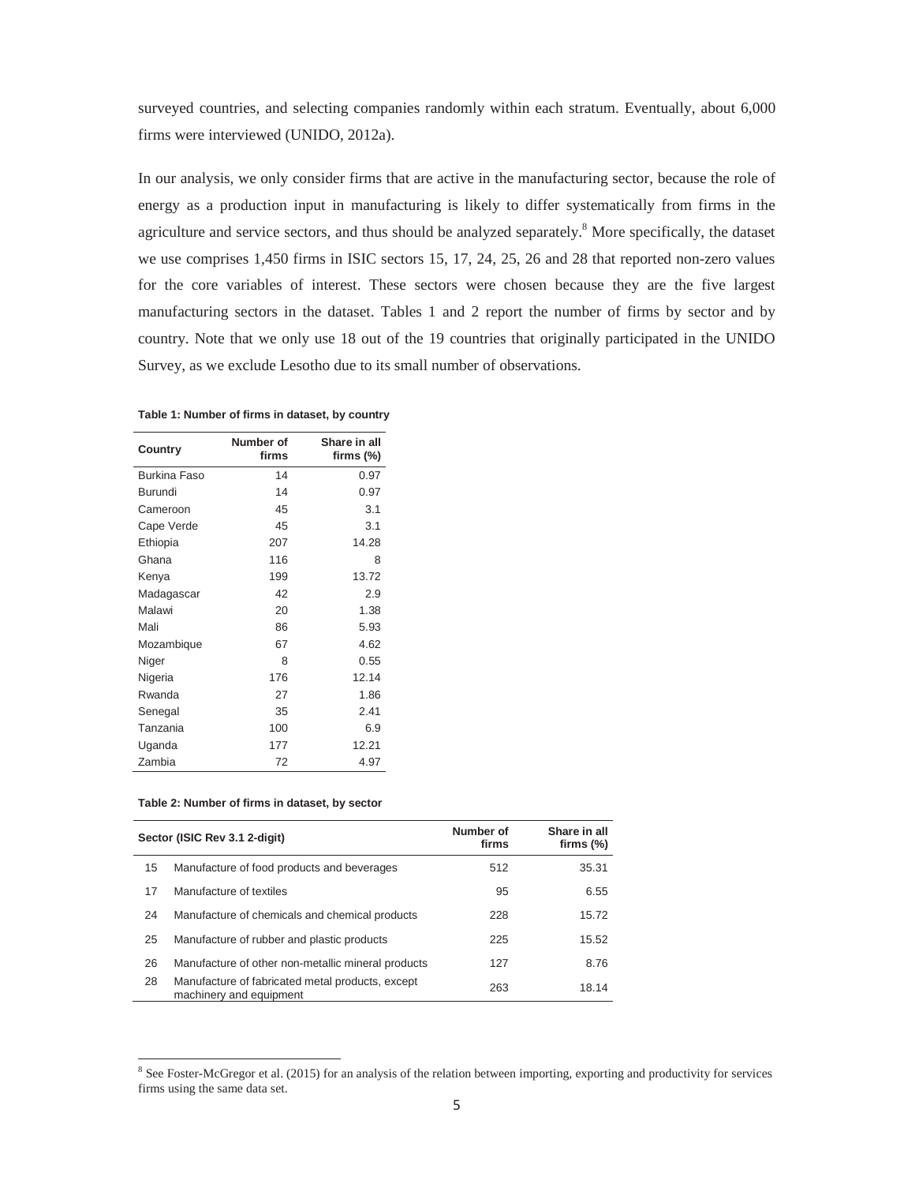surveyed countries, and selecting companies randomly within each stratum. Eventually, about 6,000 firms were interviewed (UNIDO, 2012a).

In our analysis, we only consider firms that are active in the manufacturing sector, because the role of energy as a production input in manufacturing is likely to differ systematically from firms in the agriculture and service sectors, and thus should be analyzed separately.[8] More specifically, the dataset we use comprises 1,450 firms in ISIC sectors 15, 17, 24, 25, 26 and 28 that reported non-zero values for the core variables of interest. These sectors were chosen because they are the five largest manufacturing sectors in the dataset. Tables 1 and 2 report the number of firms by sector and by country. Note that we only use 18 out of the 19 countries that originally participated in the UNIDO Survey, as we exclude Lesotho due to its small number of observations.

**Table 1: Number of firms in dataset, by country**

| Country | Number of firms | Share in all firms (%) |
|---|---|---|
| Burkina Faso | 14 | 0.97 |
| Burundi | 14 | 0.97 |
| Cameroon | 45 | 3.1 |
| Cape Verde | 45 | 3.1 |
| Ethiopia | 207 | 14.28 |
| Ghana | 116 | 8 |
| Kenya | 199 | 13.72 |
| Madagascar | 42 | 2.9 |
| Malawi | 20 | 1.38 |
| Mali | 86 | 5.93 |
| Mozambique | 67 | 4.62 |
| Niger | 8 | 0.55 |
| Nigeria | 176 | 12.14 |
| Rwanda | 27 | 1.86 |
| Senegal | 35 | 2.41 |
| Tanzania | 100 | 6.9 |
| Uganda | 177 | 12.21 |
| Zambia | 72 | 4.97 |

**Table 2: Number of firms in dataset, by sector**

| Sector (ISIC Rev 3.1 2-digit) | | Number of firms | Share in all firms (%) |
|---|---|---|---|
| 15 | Manufacture of food products and beverages | 512 | 35.31 |
| 17 | Manufacture of textiles | 95 | 6.55 |
| 24 | Manufacture of chemicals and chemical products | 228 | 15.72 |
| 25 | Manufacture of rubber and plastic products | 225 | 15.52 |
| 26 | Manufacture of other non-metallic mineral products | 127 | 8.76 |
| 28 | Manufacture of fabricated metal products, except machinery and equipment | 263 | 18.14 |

[8] See Foster-McGregor et al. (2015) for an analysis of the relation between importing, exporting and productivity for services firms using the same data set.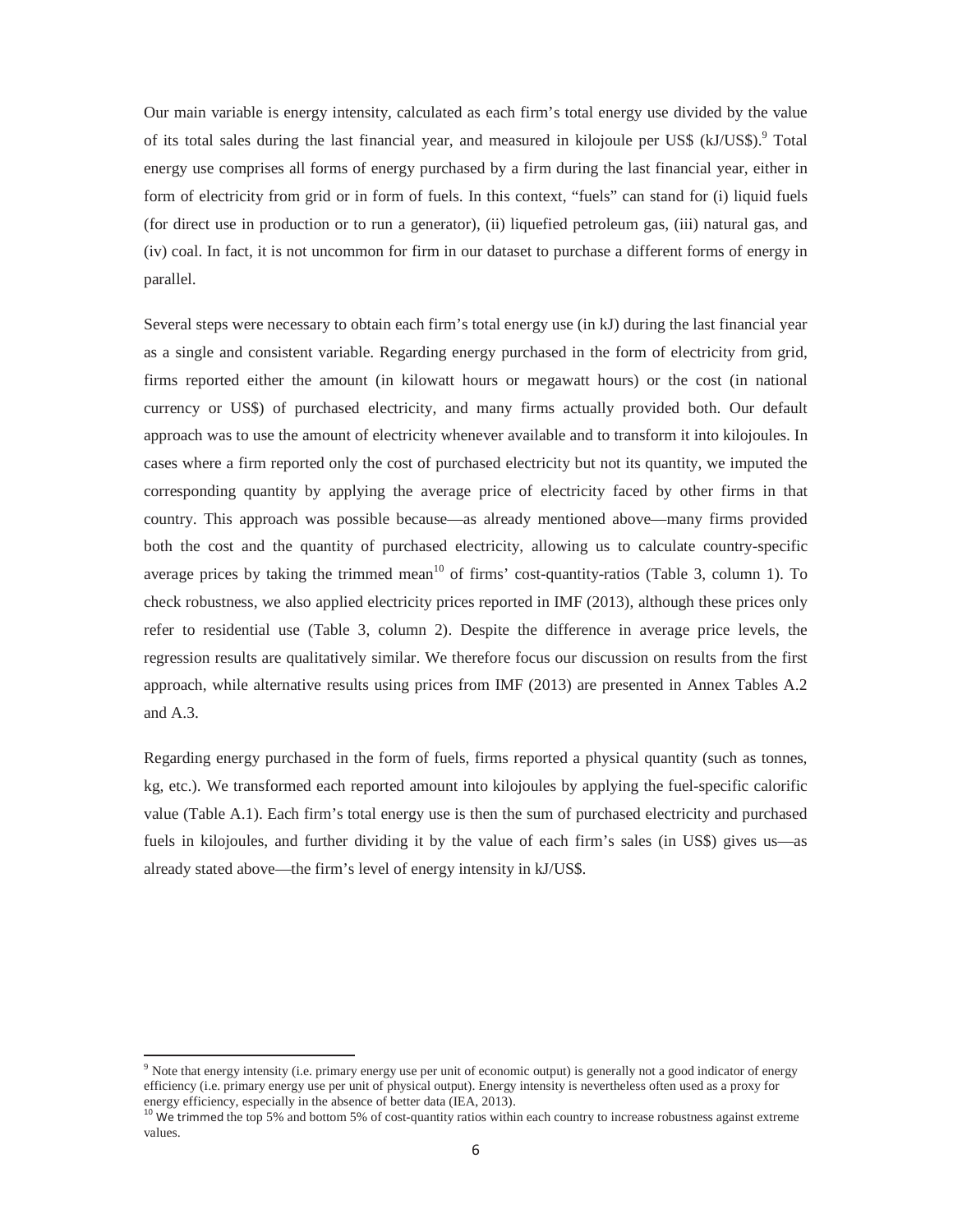Our main variable is energy intensity, calculated as each firm's total energy use divided by the value of its total sales during the last financial year, and measured in kilojoule per US$ (kJ/US$).[9] Total energy use comprises all forms of energy purchased by a firm during the last financial year, either in form of electricity from grid or in form of fuels. In this context, "fuels" can stand for (i) liquid fuels (for direct use in production or to run a generator), (ii) liquefied petroleum gas, (iii) natural gas, and (iv) coal. In fact, it is not uncommon for firm in our dataset to purchase a different forms of energy in parallel.

Several steps were necessary to obtain each firm's total energy use (in kJ) during the last financial year as a single and consistent variable. Regarding energy purchased in the form of electricity from grid, firms reported either the amount (in kilowatt hours or megawatt hours) or the cost (in national currency or US$) of purchased electricity, and many firms actually provided both. Our default approach was to use the amount of electricity whenever available and to transform it into kilojoules. In cases where a firm reported only the cost of purchased electricity but not its quantity, we imputed the corresponding quantity by applying the average price of electricity faced by other firms in that country. This approach was possible because—as already mentioned above—many firms provided both the cost and the quantity of purchased electricity, allowing us to calculate country-specific average prices by taking the trimmed mean[10] of firms' cost-quantity-ratios (Table 3, column 1). To check robustness, we also applied electricity prices reported in IMF (2013), although these prices only refer to residential use (Table 3, column 2). Despite the difference in average price levels, the regression results are qualitatively similar. We therefore focus our discussion on results from the first approach, while alternative results using prices from IMF (2013) are presented in Annex Tables A.2 and A.3.

Regarding energy purchased in the form of fuels, firms reported a physical quantity (such as tonnes, kg, etc.). We transformed each reported amount into kilojoules by applying the fuel-specific calorific value (Table A.1). Each firm's total energy use is then the sum of purchased electricity and purchased fuels in kilojoules, and further dividing it by the value of each firm's sales (in US$) gives us—as already stated above—the firm's level of energy intensity in kJ/US$.

---

[9] Note that energy intensity (i.e. primary energy use per unit of economic output) is generally not a good indicator of energy efficiency (i.e. primary energy use per unit of physical output). Energy intensity is nevertheless often used as a proxy for energy efficiency, especially in the absence of better data (IEA, 2013).

[10] We trimmed the top 5% and bottom 5% of cost-quantity ratios within each country to increase robustness against extreme values.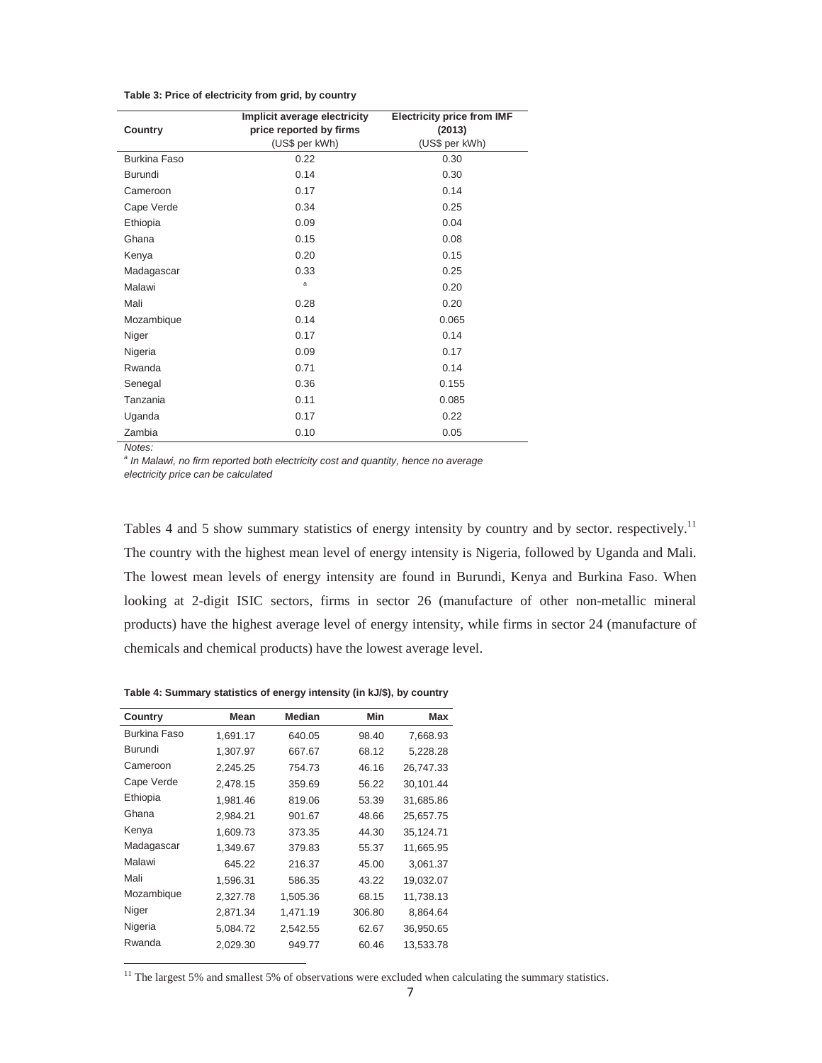**Table 3: Price of electricity from grid, by country**

| Country | Implicit average electricity price reported by firms (US$ per kWh) | Electricity price from IMF (2013) (US$ per kWh) |
|---|---|---|
| Burkina Faso | 0.22 | 0.30 |
| Burundi | 0.14 | 0.30 |
| Cameroon | 0.17 | 0.14 |
| Cape Verde | 0.34 | 0.25 |
| Ethiopia | 0.09 | 0.04 |
| Ghana | 0.15 | 0.08 |
| Kenya | 0.20 | 0.15 |
| Madagascar | 0.33 | 0.25 |
| Malawi | [a] | 0.20 |
| Mali | 0.28 | 0.20 |
| Mozambique | 0.14 | 0.065 |
| Niger | 0.17 | 0.14 |
| Nigeria | 0.09 | 0.17 |
| Rwanda | 0.71 | 0.14 |
| Senegal | 0.36 | 0.155 |
| Tanzania | 0.11 | 0.085 |
| Uganda | 0.17 | 0.22 |
| Zambia | 0.10 | 0.05 |

*Notes:*
*[a] In Malawi, no firm reported both electricity cost and quantity, hence no average electricity price can be calculated*

Tables 4 and 5 show summary statistics of energy intensity by country and by sector. respectively.[11] The country with the highest mean level of energy intensity is Nigeria, followed by Uganda and Mali. The lowest mean levels of energy intensity are found in Burundi, Kenya and Burkina Faso. When looking at 2-digit ISIC sectors, firms in sector 26 (manufacture of other non-metallic mineral products) have the highest average level of energy intensity, while firms in sector 24 (manufacture of chemicals and chemical products) have the lowest average level.

**Table 4: Summary statistics of energy intensity (in kJ/$), by country**

| Country | Mean | Median | Min | Max |
|---|---|---|---|---|
| Burkina Faso | 1,691.17 | 640.05 | 98.40 | 7,668.93 |
| Burundi | 1,307.97 | 667.67 | 68.12 | 5,228.28 |
| Cameroon | 2,245.25 | 754.73 | 46.16 | 26,747.33 |
| Cape Verde | 2,478.15 | 359.69 | 56.22 | 30,101.44 |
| Ethiopia | 1,981.46 | 819.06 | 53.39 | 31,685.86 |
| Ghana | 2,984.21 | 901.67 | 48.66 | 25,657.75 |
| Kenya | 1,609.73 | 373.35 | 44.30 | 35,124.71 |
| Madagascar | 1,349.67 | 379.83 | 55.37 | 11,665.95 |
| Malawi | 645.22 | 216.37 | 45.00 | 3,061.37 |
| Mali | 1,596.31 | 586.35 | 43.22 | 19,032.07 |
| Mozambique | 2,327.78 | 1,505.36 | 68.15 | 11,738.13 |
| Niger | 2,871.34 | 1,471.19 | 306.80 | 8,864.64 |
| Nigeria | 5,084.72 | 2,542.55 | 62.67 | 36,950.65 |
| Rwanda | 2,029.30 | 949.77 | 60.46 | 13,533.78 |

[11] The largest 5% and smallest 5% of observations were excluded when calculating the summary statistics.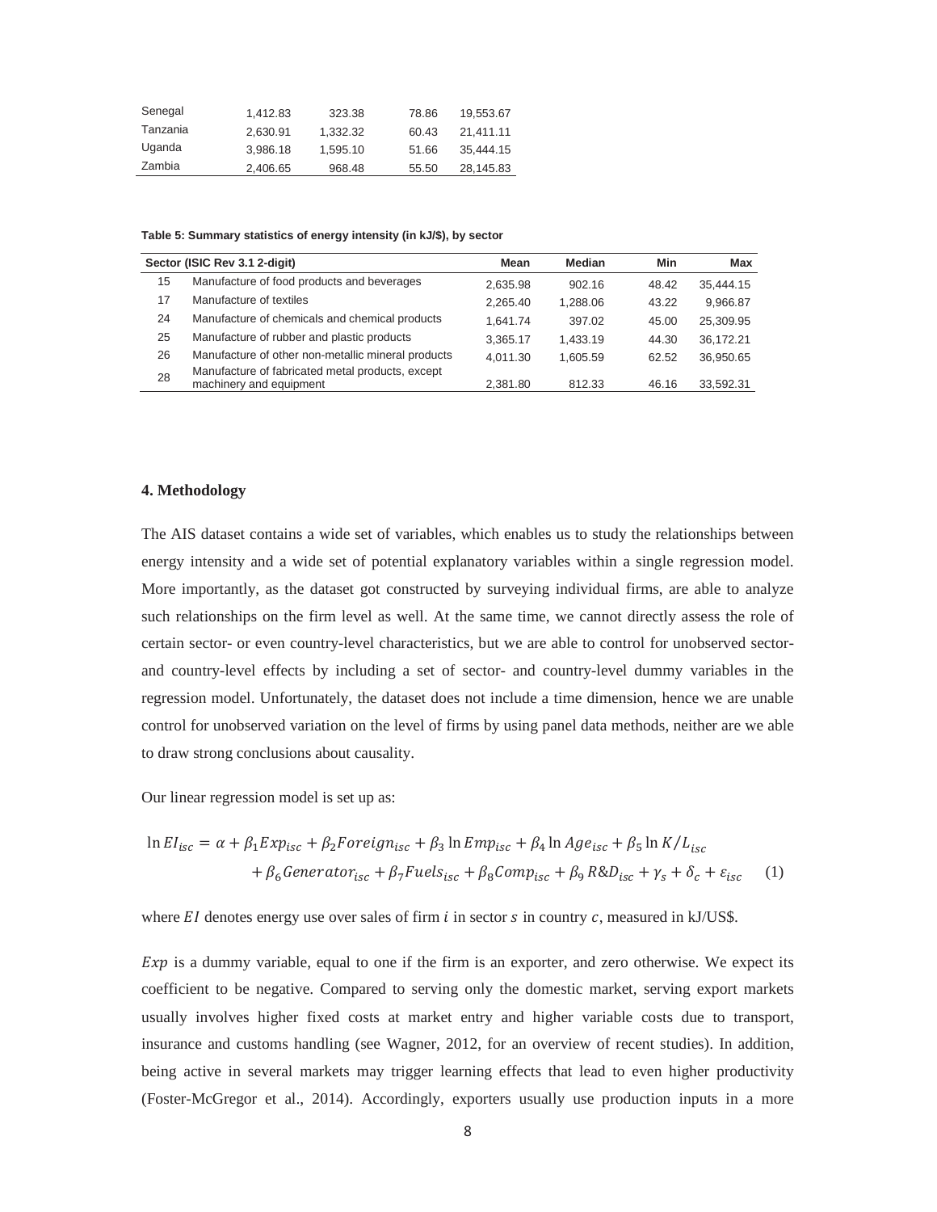| | | | | |
|---|---|---|---|---|
| Senegal | 1,412.83 | 323.38 | 78.86 | 19,553.67 |
| Tanzania | 2,630.91 | 1,332.32 | 60.43 | 21,411.11 |
| Uganda | 3,986.18 | 1,595.10 | 51.66 | 35,444.15 |
| Zambia | 2,406.65 | 968.48 | 55.50 | 28,145.83 |

**Table 5: Summary statistics of energy intensity (in kJ/$), by sector**

| Sector (ISIC Rev 3.1 2-digit) | | Mean | Median | Min | Max |
|---|---|---|---|---|---|
| 15 | Manufacture of food products and beverages | 2,635.98 | 902.16 | 48.42 | 35,444.15 |
| 17 | Manufacture of textiles | 2,265.40 | 1,288.06 | 43.22 | 9,966.87 |
| 24 | Manufacture of chemicals and chemical products | 1,641.74 | 397.02 | 45.00 | 25,309.95 |
| 25 | Manufacture of rubber and plastic products | 3,365.17 | 1,433.19 | 44.30 | 36,172.21 |
| 26 | Manufacture of other non-metallic mineral products | 4,011.30 | 1,605.59 | 62.52 | 36,950.65 |
| 28 | Manufacture of fabricated metal products, except machinery and equipment | 2,381.80 | 812.33 | 46.16 | 33,592.31 |

## 4. Methodology

The AIS dataset contains a wide set of variables, which enables us to study the relationships between energy intensity and a wide set of potential explanatory variables within a single regression model. More importantly, as the dataset got constructed by surveying individual firms, are able to analyze such relationships on the firm level as well. At the same time, we cannot directly assess the role of certain sector- or even country-level characteristics, but we are able to control for unobserved sector- and country-level effects by including a set of sector- and country-level dummy variables in the regression model. Unfortunately, the dataset does not include a time dimension, hence we are unable control for unobserved variation on the level of firms by using panel data methods, neither are we able to draw strong conclusions about causality.

Our linear regression model is set up as:

$$\ln EI_{isc} = \alpha + \beta_1 Exp_{isc} + \beta_2 Foreign_{isc} + \beta_3 \ln Emp_{isc} + \beta_4 \ln Age_{isc} + \beta_5 \ln K/L_{isc} + \beta_6 Generator_{isc} + \beta_7 Fuels_{isc} + \beta_8 Comp_{isc} + \beta_9 R\&D_{isc} + \gamma_s + \delta_c + \varepsilon_{isc} \quad (1)$$

where $EI$ denotes energy use over sales of firm $i$ in sector $s$ in country $c$, measured in kJ/US$.

$Exp$ is a dummy variable, equal to one if the firm is an exporter, and zero otherwise. We expect its coefficient to be negative. Compared to serving only the domestic market, serving export markets usually involves higher fixed costs at market entry and higher variable costs due to transport, insurance and customs handling (see Wagner, 2012, for an overview of recent studies). In addition, being active in several markets may trigger learning effects that lead to even higher productivity (Foster-McGregor et al., 2014). Accordingly, exporters usually use production inputs in a more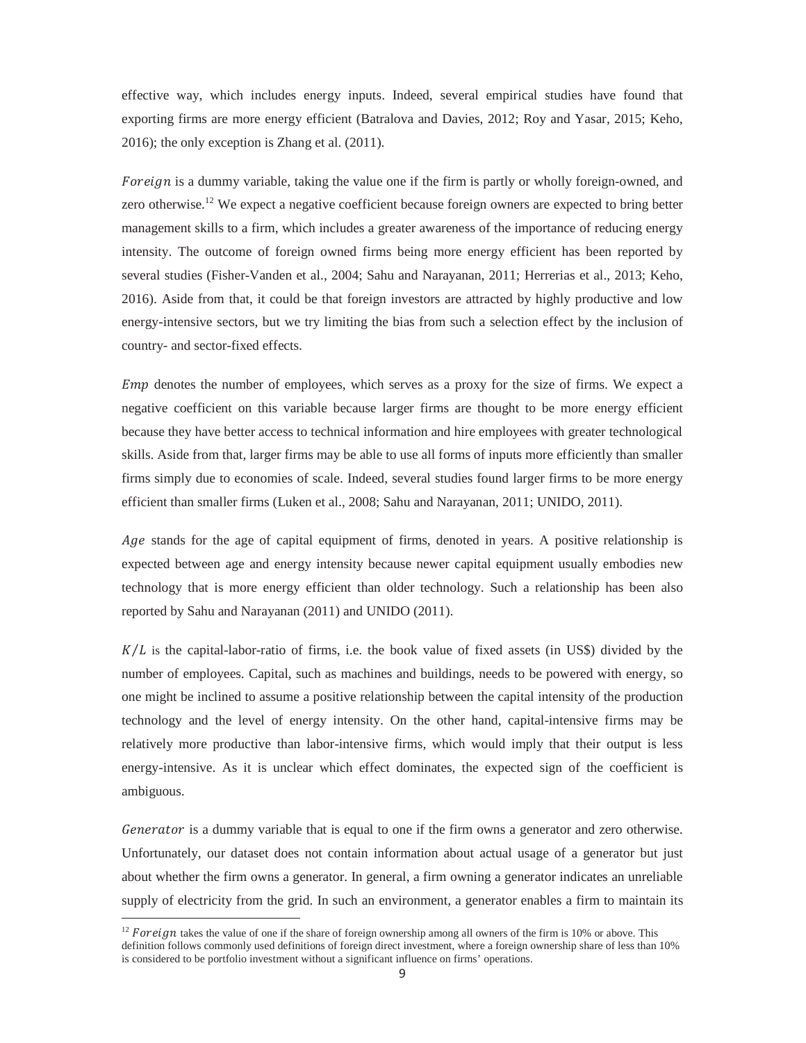effective way, which includes energy inputs. Indeed, several empirical studies have found that exporting firms are more energy efficient (Batralova and Davies, 2012; Roy and Yasar, 2015; Keho, 2016); the only exception is Zhang et al. (2011).

$Foreign$ is a dummy variable, taking the value one if the firm is partly or wholly foreign-owned, and zero otherwise.[12] We expect a negative coefficient because foreign owners are expected to bring better management skills to a firm, which includes a greater awareness of the importance of reducing energy intensity. The outcome of foreign owned firms being more energy efficient has been reported by several studies (Fisher-Vanden et al., 2004; Sahu and Narayanan, 2011; Herrerias et al., 2013; Keho, 2016). Aside from that, it could be that foreign investors are attracted by highly productive and low energy-intensive sectors, but we try limiting the bias from such a selection effect by the inclusion of country- and sector-fixed effects.

$Emp$ denotes the number of employees, which serves as a proxy for the size of firms. We expect a negative coefficient on this variable because larger firms are thought to be more energy efficient because they have better access to technical information and hire employees with greater technological skills. Aside from that, larger firms may be able to use all forms of inputs more efficiently than smaller firms simply due to economies of scale. Indeed, several studies found larger firms to be more energy efficient than smaller firms (Luken et al., 2008; Sahu and Narayanan, 2011; UNIDO, 2011).

$Age$ stands for the age of capital equipment of firms, denoted in years. A positive relationship is expected between age and energy intensity because newer capital equipment usually embodies new technology that is more energy efficient than older technology. Such a relationship has been also reported by Sahu and Narayanan (2011) and UNIDO (2011).

$K/L$ is the capital-labor-ratio of firms, i.e. the book value of fixed assets (in US$) divided by the number of employees. Capital, such as machines and buildings, needs to be powered with energy, so one might be inclined to assume a positive relationship between the capital intensity of the production technology and the level of energy intensity. On the other hand, capital-intensive firms may be relatively more productive than labor-intensive firms, which would imply that their output is less energy-intensive. As it is unclear which effect dominates, the expected sign of the coefficient is ambiguous.

$Generator$ is a dummy variable that is equal to one if the firm owns a generator and zero otherwise. Unfortunately, our dataset does not contain information about actual usage of a generator but just about whether the firm owns a generator. In general, a firm owning a generator indicates an unreliable supply of electricity from the grid. In such an environment, a generator enables a firm to maintain its

[12] $Foreign$ takes the value of one if the share of foreign ownership among all owners of the firm is 10% or above. This definition follows commonly used definitions of foreign direct investment, where a foreign ownership share of less than 10% is considered to be portfolio investment without a significant influence on firms' operations.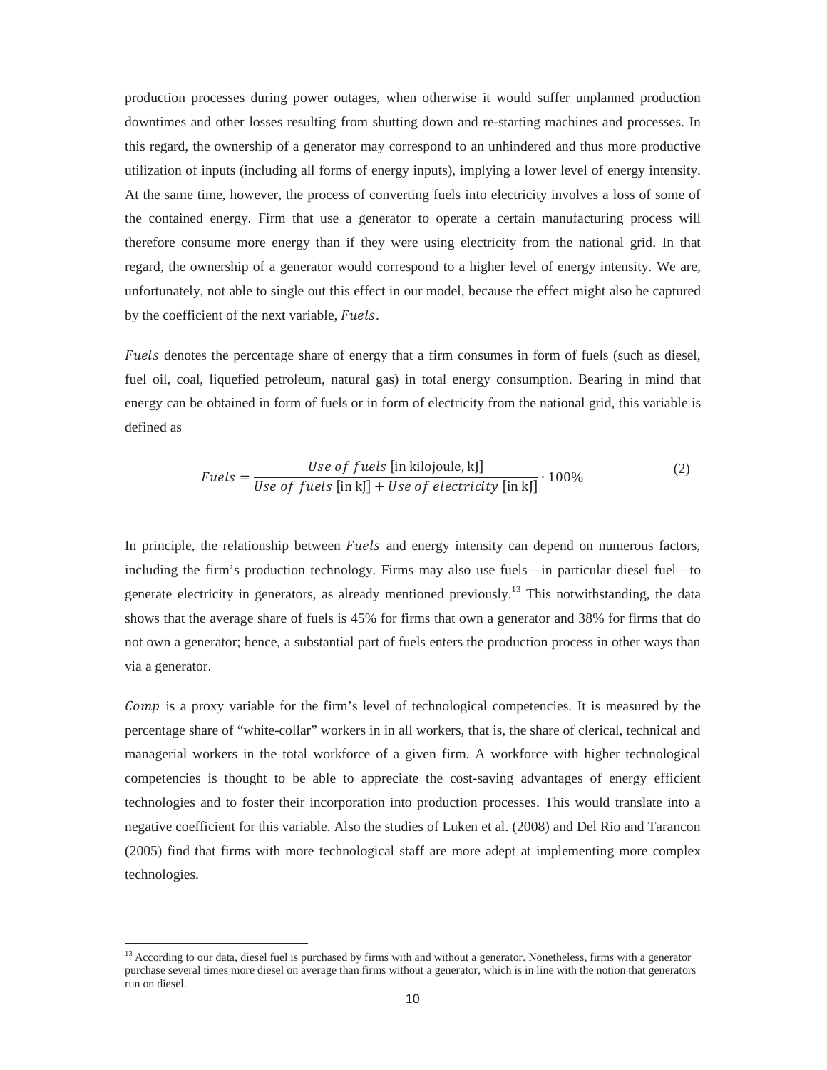production processes during power outages, when otherwise it would suffer unplanned production downtimes and other losses resulting from shutting down and re-starting machines and processes. In this regard, the ownership of a generator may correspond to an unhindered and thus more productive utilization of inputs (including all forms of energy inputs), implying a lower level of energy intensity. At the same time, however, the process of converting fuels into electricity involves a loss of some of the contained energy. Firm that use a generator to operate a certain manufacturing process will therefore consume more energy than if they were using electricity from the national grid. In that regard, the ownership of a generator would correspond to a higher level of energy intensity. We are, unfortunately, not able to single out this effect in our model, because the effect might also be captured by the coefficient of the next variable, $Fuels$.

$Fuels$ denotes the percentage share of energy that a firm consumes in form of fuels (such as diesel, fuel oil, coal, liquefied petroleum, natural gas) in total energy consumption. Bearing in mind that energy can be obtained in form of fuels or in form of electricity from the national grid, this variable is defined as

$$Fuels = \frac{Use\ of\ fuels\ [\text{in kilojoule, kJ}]}{Use\ of\ fuels\ [\text{in kJ}] + Use\ of\ electricity\ [\text{in kJ}]} \cdot 100\% \tag{2}$$

In principle, the relationship between $Fuels$ and energy intensity can depend on numerous factors, including the firm's production technology. Firms may also use fuels—in particular diesel fuel—to generate electricity in generators, as already mentioned previously.[13] This notwithstanding, the data shows that the average share of fuels is 45% for firms that own a generator and 38% for firms that do not own a generator; hence, a substantial part of fuels enters the production process in other ways than via a generator.

$Comp$ is a proxy variable for the firm's level of technological competencies. It is measured by the percentage share of "white-collar" workers in in all workers, that is, the share of clerical, technical and managerial workers in the total workforce of a given firm. A workforce with higher technological competencies is thought to be able to appreciate the cost-saving advantages of energy efficient technologies and to foster their incorporation into production processes. This would translate into a negative coefficient for this variable. Also the studies of Luken et al. (2008) and Del Rio and Tarancon (2005) find that firms with more technological staff are more adept at implementing more complex technologies.

[13] According to our data, diesel fuel is purchased by firms with and without a generator. Nonetheless, firms with a generator purchase several times more diesel on average than firms without a generator, which is in line with the notion that generators run on diesel.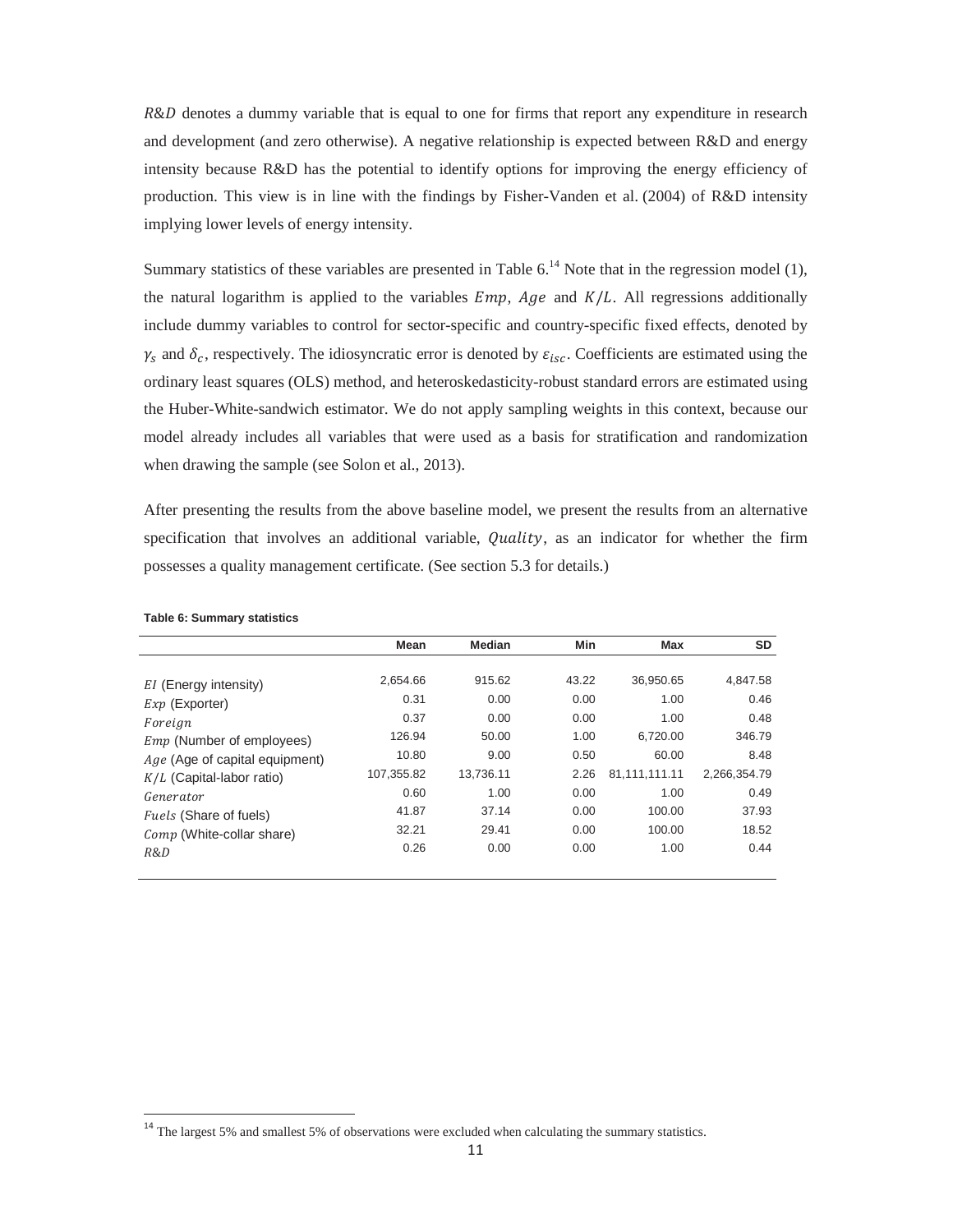$R\&D$ denotes a dummy variable that is equal to one for firms that report any expenditure in research and development (and zero otherwise). A negative relationship is expected between R&D and energy intensity because R&D has the potential to identify options for improving the energy efficiency of production. This view is in line with the findings by Fisher-Vanden et al. (2004) of R&D intensity implying lower levels of energy intensity.

Summary statistics of these variables are presented in Table 6.[14] Note that in the regression model (1), the natural logarithm is applied to the variables $Emp$, $Age$ and $K/L$. All regressions additionally include dummy variables to control for sector-specific and country-specific fixed effects, denoted by $\gamma_s$ and $\delta_c$, respectively. The idiosyncratic error is denoted by $\varepsilon_{isc}$. Coefficients are estimated using the ordinary least squares (OLS) method, and heteroskedasticity-robust standard errors are estimated using the Huber-White-sandwich estimator. We do not apply sampling weights in this context, because our model already includes all variables that were used as a basis for stratification and randomization when drawing the sample (see Solon et al., 2013).

After presenting the results from the above baseline model, we present the results from an alternative specification that involves an additional variable, $Quality$, as an indicator for whether the firm possesses a quality management certificate. (See section 5.3 for details.)

**Table 6: Summary statistics**

| | Mean | Median | Min | Max | SD |
|---|---|---|---|---|---|
| $EI$ (Energy intensity) | 2,654.66 | 915.62 | 43.22 | 36,950.65 | 4,847.58 |
| $Exp$ (Exporter) | 0.31 | 0.00 | 0.00 | 1.00 | 0.46 |
| $Foreign$ | 0.37 | 0.00 | 0.00 | 1.00 | 0.48 |
| $Emp$ (Number of employees) | 126.94 | 50.00 | 1.00 | 6,720.00 | 346.79 |
| $Age$ (Age of capital equipment) | 10.80 | 9.00 | 0.50 | 60.00 | 8.48 |
| $K/L$ (Capital-labor ratio) | 107,355.82 | 13,736.11 | 2.26 | 81,111,111.11 | 2,266,354.79 |
| $Generator$ | 0.60 | 1.00 | 0.00 | 1.00 | 0.49 |
| $Fuels$ (Share of fuels) | 41.87 | 37.14 | 0.00 | 100.00 | 37.93 |
| $Comp$ (White-collar share) | 32.21 | 29.41 | 0.00 | 100.00 | 18.52 |
| $R\&D$ | 0.26 | 0.00 | 0.00 | 1.00 | 0.44 |

[14] The largest 5% and smallest 5% of observations were excluded when calculating the summary statistics.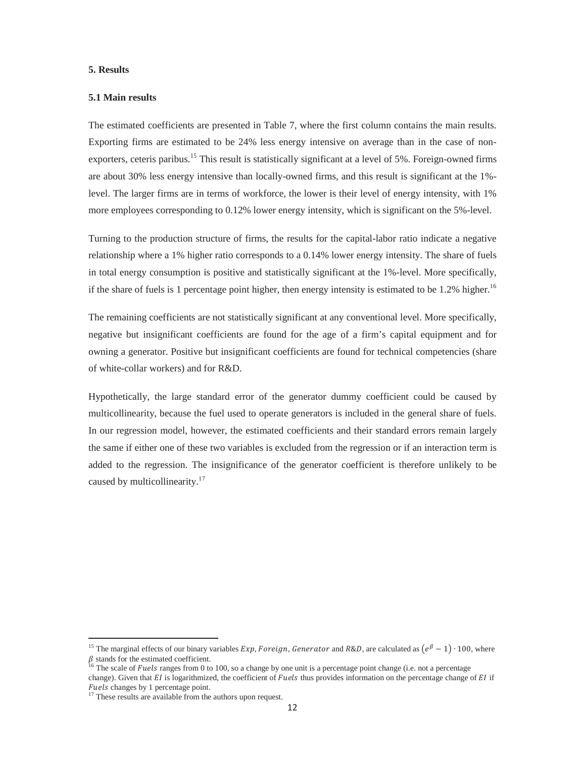### 5. Results

### 5.1 Main results

The estimated coefficients are presented in Table 7, where the first column contains the main results. Exporting firms are estimated to be 24% less energy intensive on average than in the case of non-exporters, ceteris paribus.[15] This result is statistically significant at a level of 5%. Foreign-owned firms are about 30% less energy intensive than locally-owned firms, and this result is significant at the 1%-level. The larger firms are in terms of workforce, the lower is their level of energy intensity, with 1% more employees corresponding to 0.12% lower energy intensity, which is significant on the 5%-level.

Turning to the production structure of firms, the results for the capital-labor ratio indicate a negative relationship where a 1% higher ratio corresponds to a 0.14% lower energy intensity. The share of fuels in total energy consumption is positive and statistically significant at the 1%-level. More specifically, if the share of fuels is 1 percentage point higher, then energy intensity is estimated to be 1.2% higher.[16]

The remaining coefficients are not statistically significant at any conventional level. More specifically, negative but insignificant coefficients are found for the age of a firm's capital equipment and for owning a generator. Positive but insignificant coefficients are found for technical competencies (share of white-collar workers) and for R&D.

Hypothetically, the large standard error of the generator dummy coefficient could be caused by multicollinearity, because the fuel used to operate generators is included in the general share of fuels. In our regression model, however, the estimated coefficients and their standard errors remain largely the same if either one of these two variables is excluded from the regression or if an interaction term is added to the regression. The insignificance of the generator coefficient is therefore unlikely to be caused by multicollinearity.[17]

---

[15] The marginal effects of our binary variables $Exp$, $Foreign$, $Generator$ and $R\&D$, are calculated as $(e^{\beta} - 1) \cdot 100$, where $\beta$ stands for the estimated coefficient.

[16] The scale of $Fuels$ ranges from 0 to 100, so a change by one unit is a percentage point change (i.e. not a percentage change). Given that $EI$ is logarithmized, the coefficient of $Fuels$ thus provides information on the percentage change of $EI$ if $Fuels$ changes by 1 percentage point.

[17] These results are available from the authors upon request.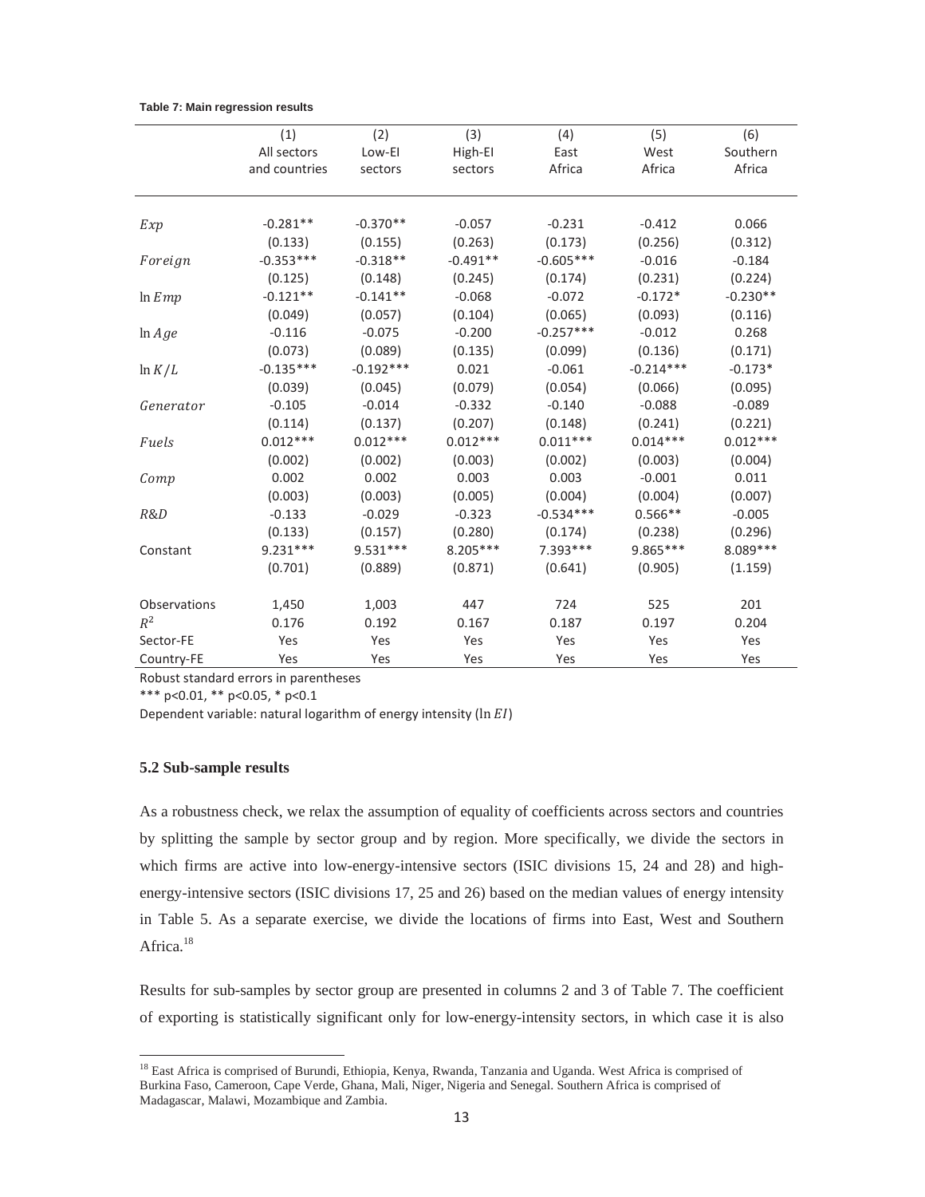**Table 7: Main regression results**

| | (1) All sectors and countries | (2) Low-EI sectors | (3) High-EI sectors | (4) East Africa | (5) West Africa | (6) Southern Africa |
|---|---|---|---|---|---|---|
| $Exp$ | -0.281** | -0.370** | -0.057 | -0.231 | -0.412 | 0.066 |
| | (0.133) | (0.155) | (0.263) | (0.173) | (0.256) | (0.312) |
| $Foreign$ | -0.353*** | -0.318** | -0.491** | -0.605*** | -0.016 | -0.184 |
| | (0.125) | (0.148) | (0.245) | (0.174) | (0.231) | (0.224) |
| $\ln Emp$ | -0.121** | -0.141** | -0.068 | -0.072 | -0.172* | -0.230** |
| | (0.049) | (0.057) | (0.104) | (0.065) | (0.093) | (0.116) |
| $\ln Age$ | -0.116 | -0.075 | -0.200 | -0.257*** | -0.012 | 0.268 |
| | (0.073) | (0.089) | (0.135) | (0.099) | (0.136) | (0.171) |
| $\ln K/L$ | -0.135*** | -0.192*** | 0.021 | -0.061 | -0.214*** | -0.173* |
| | (0.039) | (0.045) | (0.079) | (0.054) | (0.066) | (0.095) |
| $Generator$ | -0.105 | -0.014 | -0.332 | -0.140 | -0.088 | -0.089 |
| | (0.114) | (0.137) | (0.207) | (0.148) | (0.241) | (0.221) |
| $Fuels$ | 0.012*** | 0.012*** | 0.012*** | 0.011*** | 0.014*** | 0.012*** |
| | (0.002) | (0.002) | (0.003) | (0.002) | (0.003) | (0.004) |
| $Comp$ | 0.002 | 0.002 | 0.003 | 0.003 | -0.001 | 0.011 |
| | (0.003) | (0.003) | (0.005) | (0.004) | (0.004) | (0.007) |
| $R\&D$ | -0.133 | -0.029 | -0.323 | -0.534*** | 0.566** | -0.005 |
| | (0.133) | (0.157) | (0.280) | (0.174) | (0.238) | (0.296) |
| Constant | 9.231*** | 9.531*** | 8.205*** | 7.393*** | 9.865*** | 8.089*** |
| | (0.701) | (0.889) | (0.871) | (0.641) | (0.905) | (1.159) |
| Observations | 1,450 | 1,003 | 447 | 724 | 525 | 201 |
| $R^2$ | 0.176 | 0.192 | 0.167 | 0.187 | 0.197 | 0.204 |
| Sector-FE | Yes | Yes | Yes | Yes | Yes | Yes |
| Country-FE | Yes | Yes | Yes | Yes | Yes | Yes |

Robust standard errors in parentheses

*** p<0.01, ** p<0.05, * p<0.1

Dependent variable: natural logarithm of energy intensity ($\ln EI$)

### 5.2 Sub-sample results

As a robustness check, we relax the assumption of equality of coefficients across sectors and countries by splitting the sample by sector group and by region. More specifically, we divide the sectors in which firms are active into low-energy-intensive sectors (ISIC divisions 15, 24 and 28) and high-energy-intensive sectors (ISIC divisions 17, 25 and 26) based on the median values of energy intensity in Table 5. As a separate exercise, we divide the locations of firms into East, West and Southern Africa.[18]

Results for sub-samples by sector group are presented in columns 2 and 3 of Table 7. The coefficient of exporting is statistically significant only for low-energy-intensity sectors, in which case it is also

[18] East Africa is comprised of Burundi, Ethiopia, Kenya, Rwanda, Tanzania and Uganda. West Africa is comprised of Burkina Faso, Cameroon, Cape Verde, Ghana, Mali, Niger, Nigeria and Senegal. Southern Africa is comprised of Madagascar, Malawi, Mozambique and Zambia.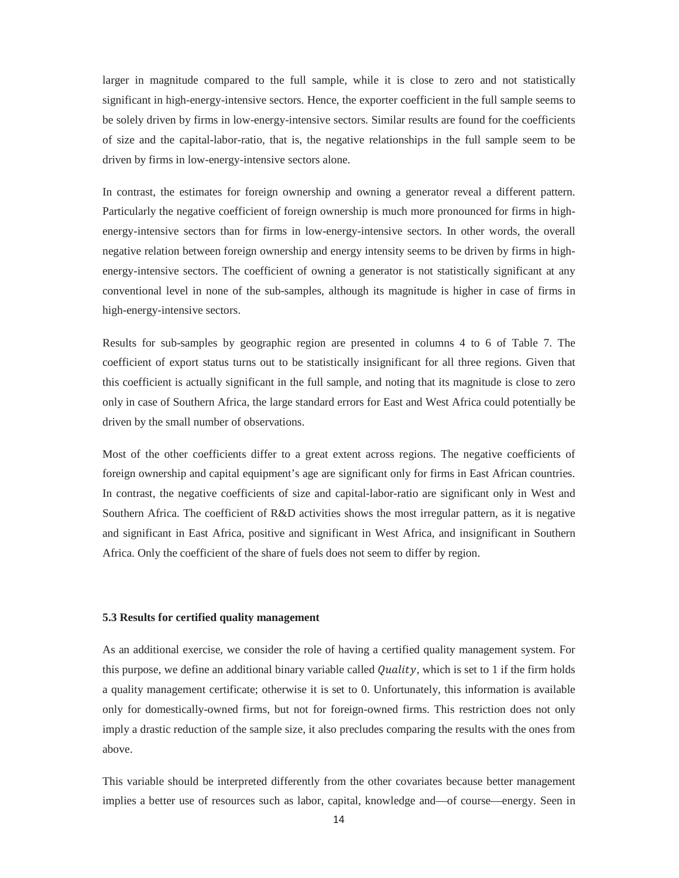larger in magnitude compared to the full sample, while it is close to zero and not statistically significant in high-energy-intensive sectors. Hence, the exporter coefficient in the full sample seems to be solely driven by firms in low-energy-intensive sectors. Similar results are found for the coefficients of size and the capital-labor-ratio, that is, the negative relationships in the full sample seem to be driven by firms in low-energy-intensive sectors alone.

In contrast, the estimates for foreign ownership and owning a generator reveal a different pattern. Particularly the negative coefficient of foreign ownership is much more pronounced for firms in high-energy-intensive sectors than for firms in low-energy-intensive sectors. In other words, the overall negative relation between foreign ownership and energy intensity seems to be driven by firms in high-energy-intensive sectors. The coefficient of owning a generator is not statistically significant at any conventional level in none of the sub-samples, although its magnitude is higher in case of firms in high-energy-intensive sectors.

Results for sub-samples by geographic region are presented in columns 4 to 6 of Table 7. The coefficient of export status turns out to be statistically insignificant for all three regions. Given that this coefficient is actually significant in the full sample, and noting that its magnitude is close to zero only in case of Southern Africa, the large standard errors for East and West Africa could potentially be driven by the small number of observations.

Most of the other coefficients differ to a great extent across regions. The negative coefficients of foreign ownership and capital equipment's age are significant only for firms in East African countries. In contrast, the negative coefficients of size and capital-labor-ratio are significant only in West and Southern Africa. The coefficient of R&D activities shows the most irregular pattern, as it is negative and significant in East Africa, positive and significant in West Africa, and insignificant in Southern Africa. Only the coefficient of the share of fuels does not seem to differ by region.

### 5.3 Results for certified quality management

As an additional exercise, we consider the role of having a certified quality management system. For this purpose, we define an additional binary variable called $Quality$, which is set to 1 if the firm holds a quality management certificate; otherwise it is set to 0. Unfortunately, this information is available only for domestically-owned firms, but not for foreign-owned firms. This restriction does not only imply a drastic reduction of the sample size, it also precludes comparing the results with the ones from above.

This variable should be interpreted differently from the other covariates because better management implies a better use of resources such as labor, capital, knowledge and—of course—energy. Seen in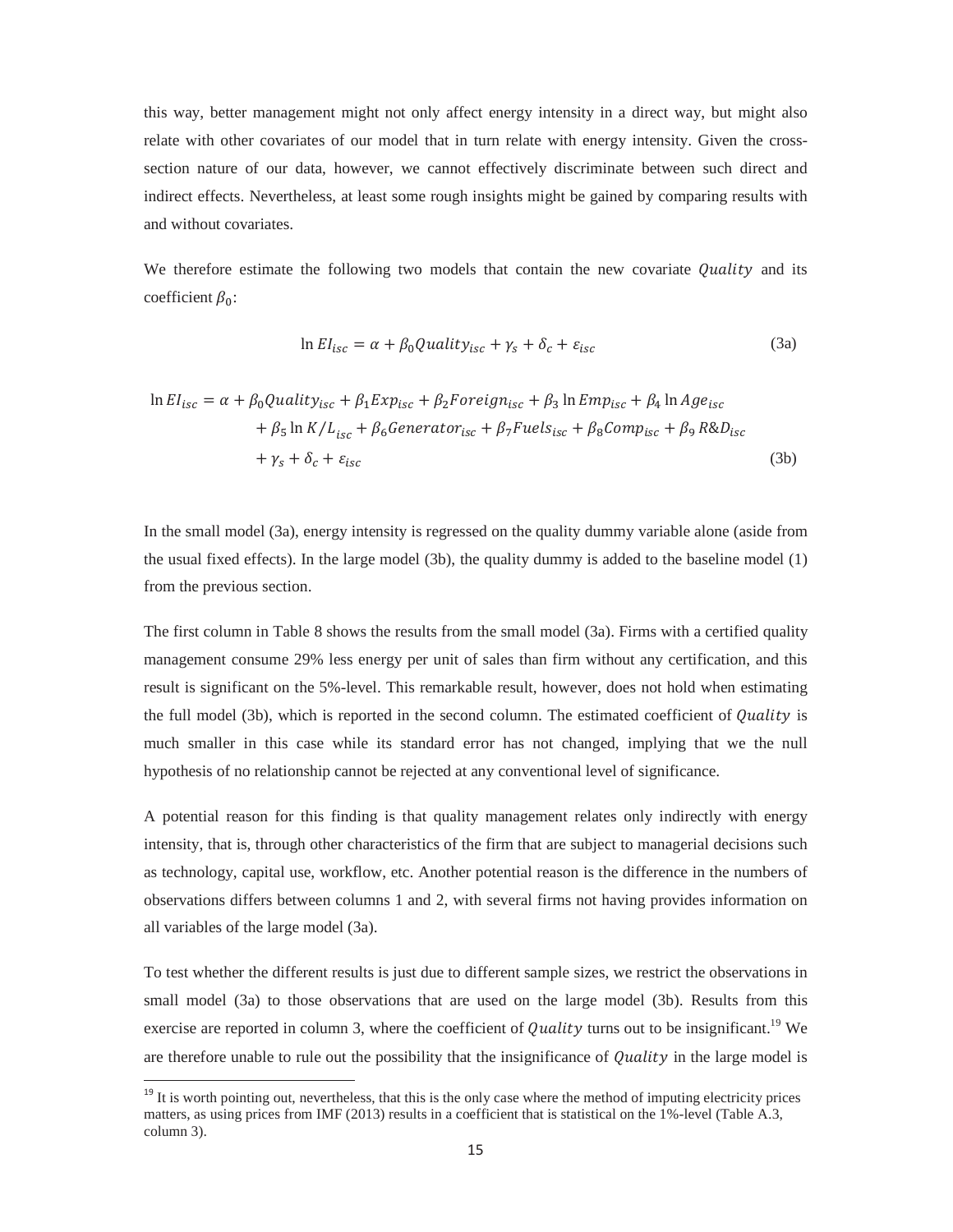this way, better management might not only affect energy intensity in a direct way, but might also relate with other covariates of our model that in turn relate with energy intensity. Given the cross-section nature of our data, however, we cannot effectively discriminate between such direct and indirect effects. Nevertheless, at least some rough insights might be gained by comparing results with and without covariates.

We therefore estimate the following two models that contain the new covariate $Quality$ and its coefficient $\beta_0$:

$$\ln EI_{isc} = \alpha + \beta_0 Quality_{isc} + \gamma_s + \delta_c + \varepsilon_{isc} \tag{3a}$$

$$\begin{aligned}\ln EI_{isc} = \alpha &+ \beta_0 Quality_{isc} + \beta_1 Exp_{isc} + \beta_2 Foreign_{isc} + \beta_3 \ln Emp_{isc} + \beta_4 \ln Age_{isc} \\ &+ \beta_5 \ln K/L_{isc} + \beta_6 Generator_{isc} + \beta_7 Fuels_{isc} + \beta_8 Comp_{isc} + \beta_9\, R\&D_{isc} \\ &+ \gamma_s + \delta_c + \varepsilon_{isc}\end{aligned} \tag{3b}$$

In the small model (3a), energy intensity is regressed on the quality dummy variable alone (aside from the usual fixed effects). In the large model (3b), the quality dummy is added to the baseline model (1) from the previous section.

The first column in Table 8 shows the results from the small model (3a). Firms with a certified quality management consume 29% less energy per unit of sales than firm without any certification, and this result is significant on the 5%-level. This remarkable result, however, does not hold when estimating the full model (3b), which is reported in the second column. The estimated coefficient of $Quality$ is much smaller in this case while its standard error has not changed, implying that we the null hypothesis of no relationship cannot be rejected at any conventional level of significance.

A potential reason for this finding is that quality management relates only indirectly with energy intensity, that is, through other characteristics of the firm that are subject to managerial decisions such as technology, capital use, workflow, etc. Another potential reason is the difference in the numbers of observations differs between columns 1 and 2, with several firms not having provides information on all variables of the large model (3a).

To test whether the different results is just due to different sample sizes, we restrict the observations in small model (3a) to those observations that are used on the large model (3b). Results from this exercise are reported in column 3, where the coefficient of $Quality$ turns out to be insignificant.[19] We are therefore unable to rule out the possibility that the insignificance of $Quality$ in the large model is

[19] It is worth pointing out, nevertheless, that this is the only case where the method of imputing electricity prices matters, as using prices from IMF (2013) results in a coefficient that is statistical on the 1%-level (Table A.3, column 3).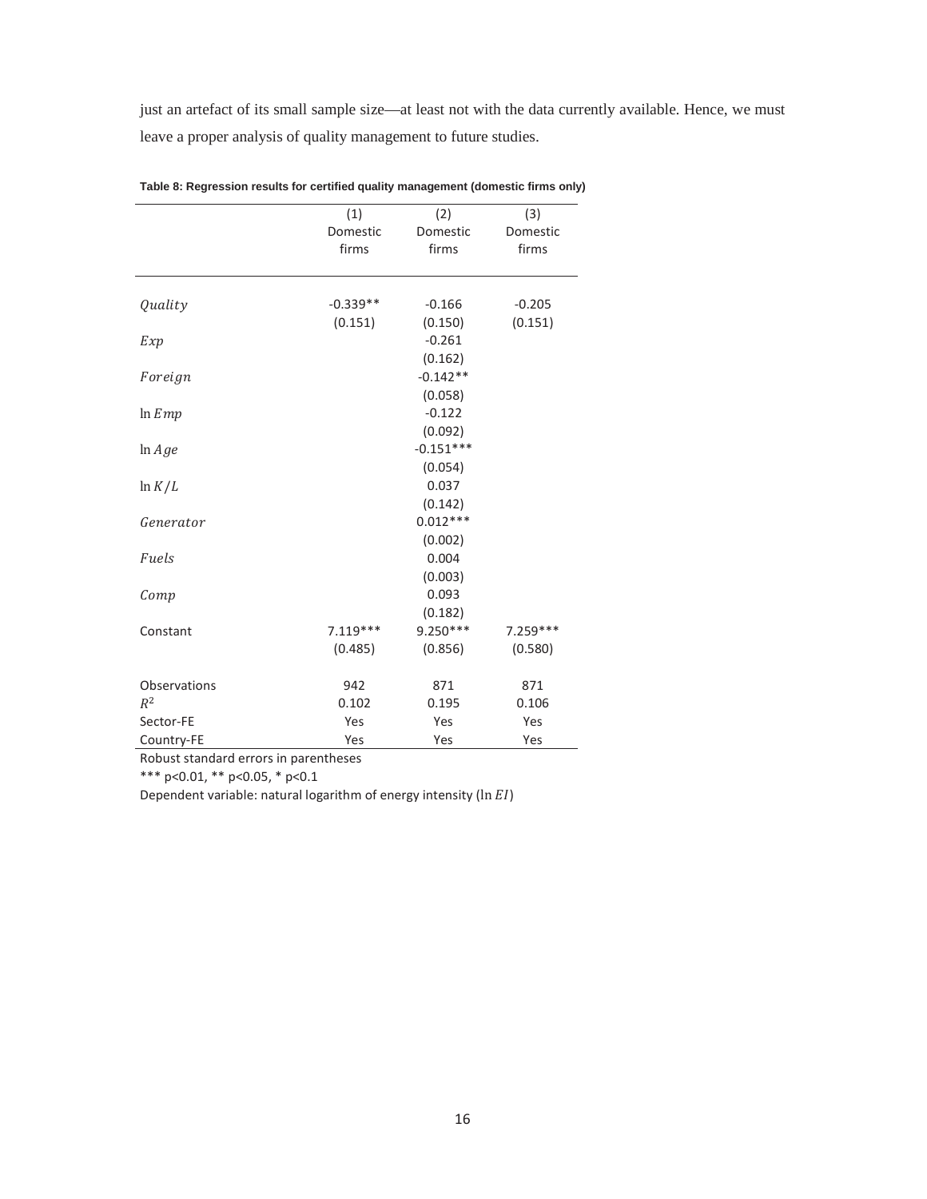just an artefact of its small sample size—at least not with the data currently available. Hence, we must leave a proper analysis of quality management to future studies.

**Table 8: Regression results for certified quality management (domestic firms only)**

| | (1) Domestic firms | (2) Domestic firms | (3) Domestic firms |
|---|---|---|---|
| $Quality$ | -0.339** | -0.166 | -0.205 |
| | (0.151) | (0.150) | (0.151) |
| $Exp$ | | -0.261 | |
| | | (0.162) | |
| $Foreign$ | | -0.142** | |
| | | (0.058) | |
| $\ln Emp$ | | -0.122 | |
| | | (0.092) | |
| $\ln Age$ | | -0.151*** | |
| | | (0.054) | |
| $\ln K/L$ | | 0.037 | |
| | | (0.142) | |
| $Generator$ | | 0.012*** | |
| | | (0.002) | |
| $Fuels$ | | 0.004 | |
| | | (0.003) | |
| $Comp$ | | 0.093 | |
| | | (0.182) | |
| Constant | 7.119*** | 9.250*** | 7.259*** |
| | (0.485) | (0.856) | (0.580) |
| Observations | 942 | 871 | 871 |
| $R^2$ | 0.102 | 0.195 | 0.106 |
| Sector-FE | Yes | Yes | Yes |
| Country-FE | Yes | Yes | Yes |

Robust standard errors in parentheses

*** p<0.01, ** p<0.05, * p<0.1

Dependent variable: natural logarithm of energy intensity ($\ln EI$)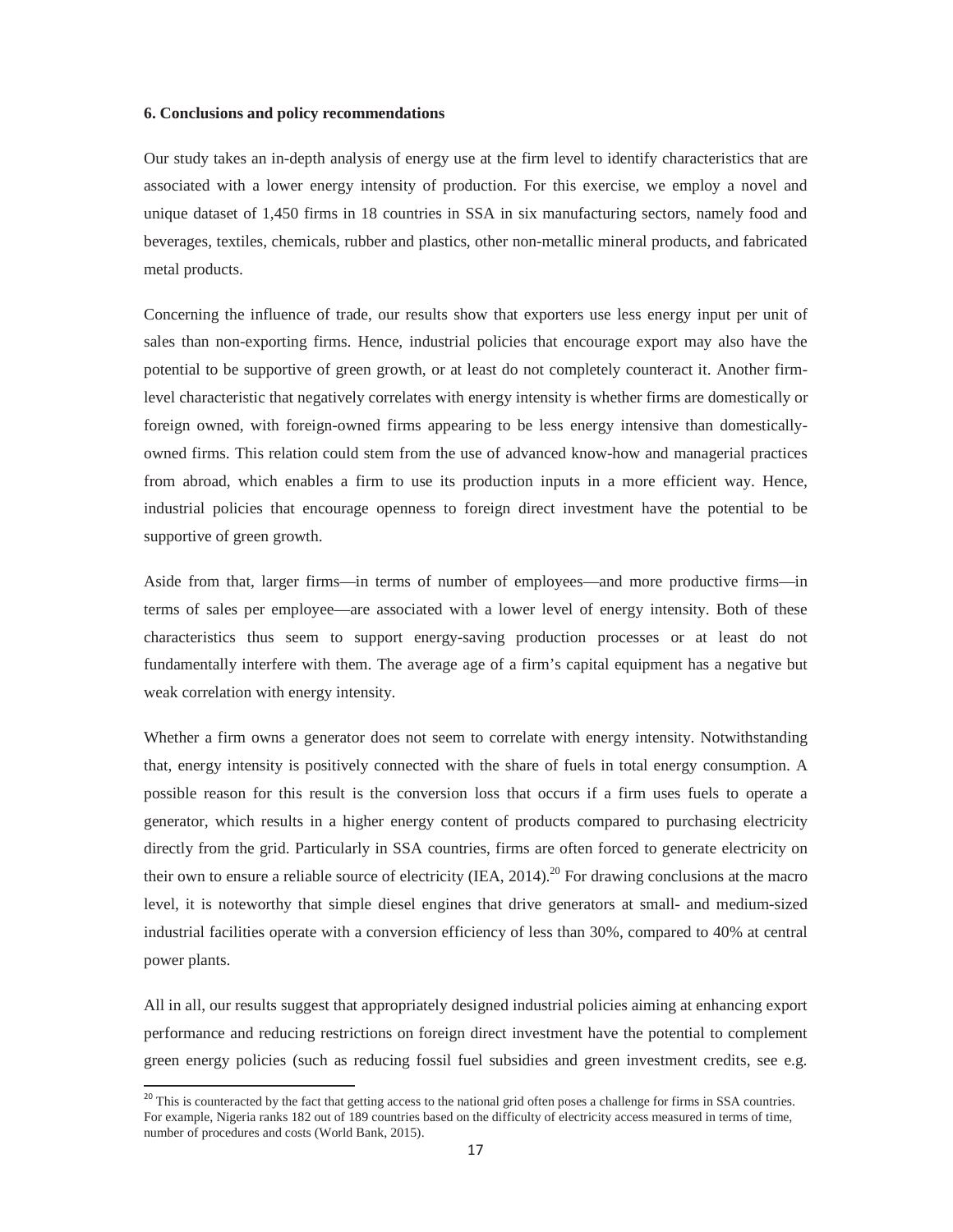### 6. Conclusions and policy recommendations

Our study takes an in-depth analysis of energy use at the firm level to identify characteristics that are associated with a lower energy intensity of production. For this exercise, we employ a novel and unique dataset of 1,450 firms in 18 countries in SSA in six manufacturing sectors, namely food and beverages, textiles, chemicals, rubber and plastics, other non-metallic mineral products, and fabricated metal products.

Concerning the influence of trade, our results show that exporters use less energy input per unit of sales than non-exporting firms. Hence, industrial policies that encourage export may also have the potential to be supportive of green growth, or at least do not completely counteract it. Another firm-level characteristic that negatively correlates with energy intensity is whether firms are domestically or foreign owned, with foreign-owned firms appearing to be less energy intensive than domestically-owned firms. This relation could stem from the use of advanced know-how and managerial practices from abroad, which enables a firm to use its production inputs in a more efficient way. Hence, industrial policies that encourage openness to foreign direct investment have the potential to be supportive of green growth.

Aside from that, larger firms—in terms of number of employees—and more productive firms—in terms of sales per employee—are associated with a lower level of energy intensity. Both of these characteristics thus seem to support energy-saving production processes or at least do not fundamentally interfere with them. The average age of a firm's capital equipment has a negative but weak correlation with energy intensity.

Whether a firm owns a generator does not seem to correlate with energy intensity. Notwithstanding that, energy intensity is positively connected with the share of fuels in total energy consumption. A possible reason for this result is the conversion loss that occurs if a firm uses fuels to operate a generator, which results in a higher energy content of products compared to purchasing electricity directly from the grid. Particularly in SSA countries, firms are often forced to generate electricity on their own to ensure a reliable source of electricity (IEA, 2014).[20] For drawing conclusions at the macro level, it is noteworthy that simple diesel engines that drive generators at small- and medium-sized industrial facilities operate with a conversion efficiency of less than 30%, compared to 40% at central power plants.

All in all, our results suggest that appropriately designed industrial policies aiming at enhancing export performance and reducing restrictions on foreign direct investment have the potential to complement green energy policies (such as reducing fossil fuel subsidies and green investment credits, see e.g.

[20] This is counteracted by the fact that getting access to the national grid often poses a challenge for firms in SSA countries. For example, Nigeria ranks 182 out of 189 countries based on the difficulty of electricity access measured in terms of time, number of procedures and costs (World Bank, 2015).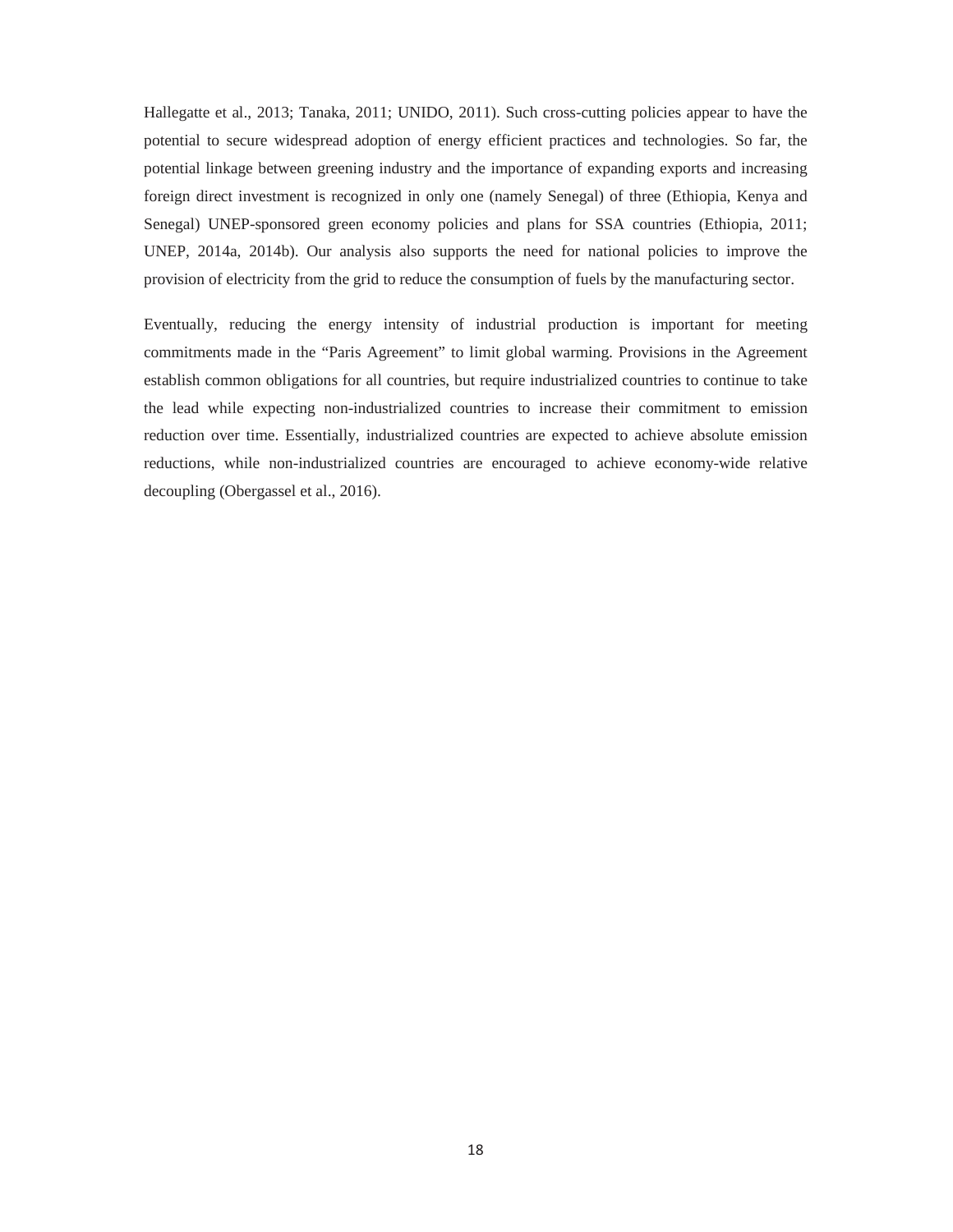Hallegatte et al., 2013; Tanaka, 2011; UNIDO, 2011). Such cross-cutting policies appear to have the potential to secure widespread adoption of energy efficient practices and technologies. So far, the potential linkage between greening industry and the importance of expanding exports and increasing foreign direct investment is recognized in only one (namely Senegal) of three (Ethiopia, Kenya and Senegal) UNEP-sponsored green economy policies and plans for SSA countries (Ethiopia, 2011; UNEP, 2014a, 2014b). Our analysis also supports the need for national policies to improve the provision of electricity from the grid to reduce the consumption of fuels by the manufacturing sector.

Eventually, reducing the energy intensity of industrial production is important for meeting commitments made in the "Paris Agreement" to limit global warming. Provisions in the Agreement establish common obligations for all countries, but require industrialized countries to continue to take the lead while expecting non-industrialized countries to increase their commitment to emission reduction over time. Essentially, industrialized countries are expected to achieve absolute emission reductions, while non-industrialized countries are encouraged to achieve economy-wide relative decoupling (Obergassel et al., 2016).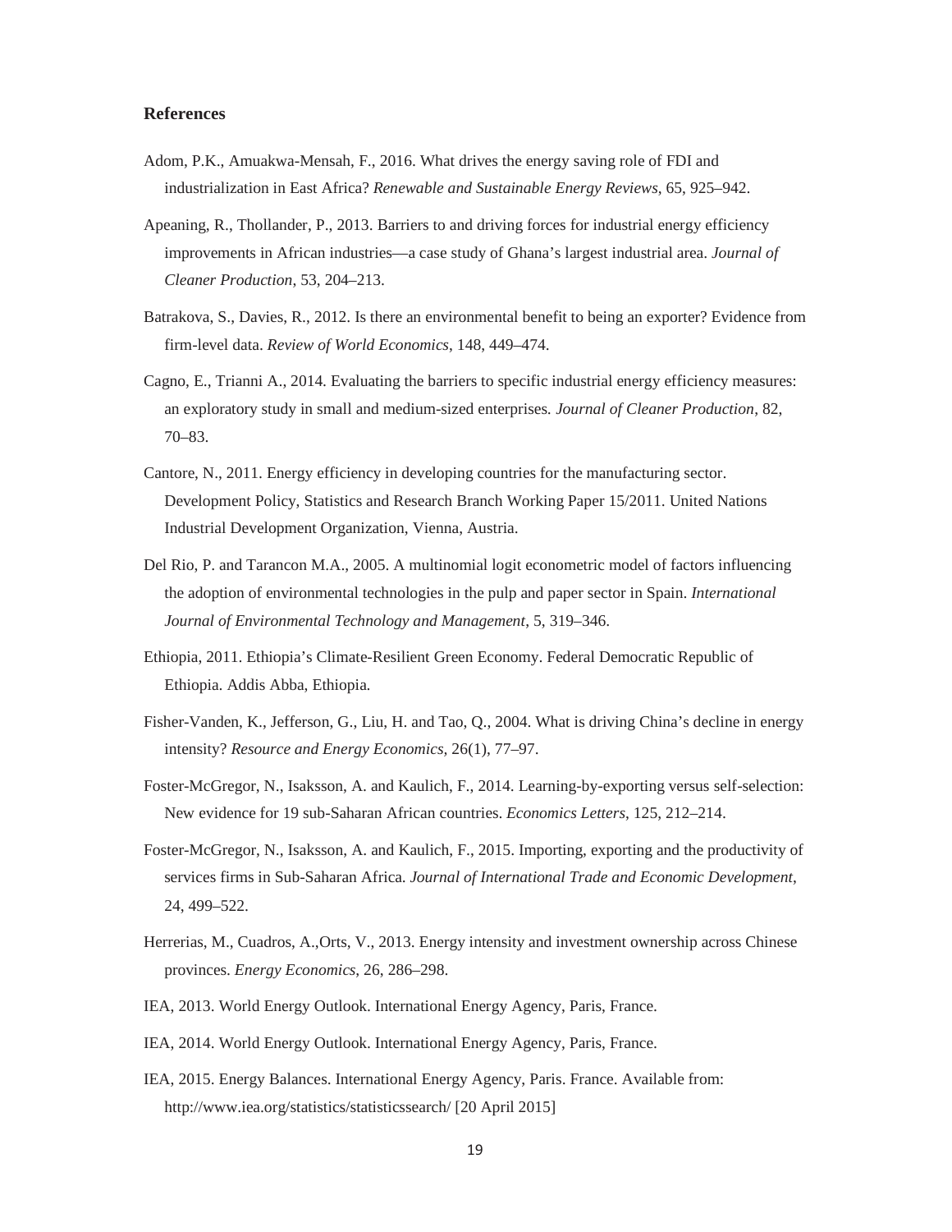## References

Adom, P.K., Amuakwa-Mensah, F., 2016. What drives the energy saving role of FDI and industrialization in East Africa? *Renewable and Sustainable Energy Reviews*, 65, 925–942.

Apeaning, R., Thollander, P., 2013. Barriers to and driving forces for industrial energy efficiency improvements in African industries—a case study of Ghana's largest industrial area. *Journal of Cleaner Production*, 53, 204–213.

Batrakova, S., Davies, R., 2012. Is there an environmental benefit to being an exporter? Evidence from firm-level data. *Review of World Economics*, 148, 449–474.

Cagno, E., Trianni A., 2014. Evaluating the barriers to specific industrial energy efficiency measures: an exploratory study in small and medium-sized enterprises. *Journal of Cleaner Production*, 82, 70–83.

Cantore, N., 2011. Energy efficiency in developing countries for the manufacturing sector. Development Policy, Statistics and Research Branch Working Paper 15/2011. United Nations Industrial Development Organization, Vienna, Austria.

Del Rio, P. and Tarancon M.A., 2005. A multinomial logit econometric model of factors influencing the adoption of environmental technologies in the pulp and paper sector in Spain. *International Journal of Environmental Technology and Management*, 5, 319–346.

Ethiopia, 2011. Ethiopia's Climate-Resilient Green Economy. Federal Democratic Republic of Ethiopia. Addis Abba, Ethiopia.

Fisher-Vanden, K., Jefferson, G., Liu, H. and Tao, Q., 2004. What is driving China's decline in energy intensity? *Resource and Energy Economics*, 26(1), 77–97.

Foster-McGregor, N., Isaksson, A. and Kaulich, F., 2014. Learning-by-exporting versus self-selection: New evidence for 19 sub-Saharan African countries. *Economics Letters*, 125, 212–214.

Foster-McGregor, N., Isaksson, A. and Kaulich, F., 2015. Importing, exporting and the productivity of services firms in Sub-Saharan Africa. *Journal of International Trade and Economic Development*, 24, 499–522.

Herrerias, M., Cuadros, A.,Orts, V., 2013. Energy intensity and investment ownership across Chinese provinces. *Energy Economics*, 26, 286–298.

IEA, 2013. World Energy Outlook. International Energy Agency, Paris, France.

IEA, 2014. World Energy Outlook. International Energy Agency, Paris, France.

IEA, 2015. Energy Balances. International Energy Agency, Paris. France. Available from: http://www.iea.org/statistics/statisticssearch/ [20 April 2015]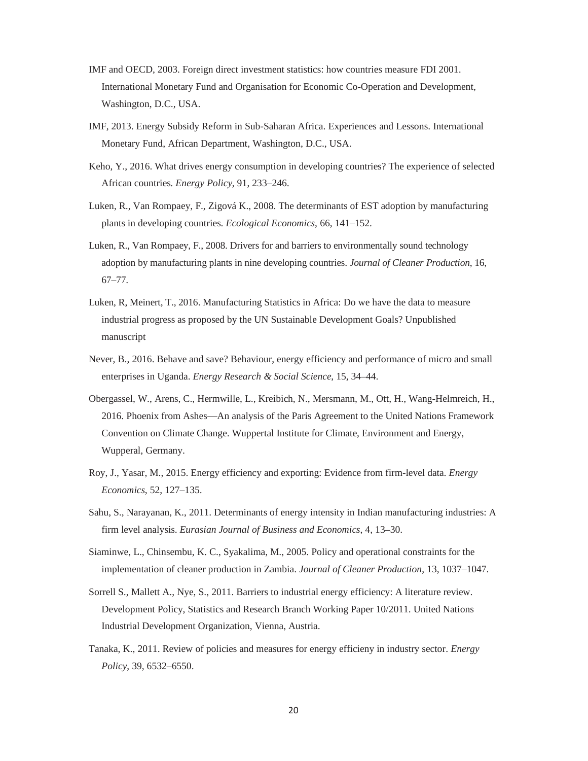IMF and OECD, 2003. Foreign direct investment statistics: how countries measure FDI 2001. International Monetary Fund and Organisation for Economic Co-Operation and Development, Washington, D.C., USA.

IMF, 2013. Energy Subsidy Reform in Sub-Saharan Africa. Experiences and Lessons. International Monetary Fund, African Department, Washington, D.C., USA.

Keho, Y., 2016. What drives energy consumption in developing countries? The experience of selected African countries. *Energy Policy*, 91, 233–246.

Luken, R., Van Rompaey, F., Zigová K., 2008. The determinants of EST adoption by manufacturing plants in developing countries. *Ecological Economics*, 66, 141–152.

Luken, R., Van Rompaey, F., 2008. Drivers for and barriers to environmentally sound technology adoption by manufacturing plants in nine developing countries. *Journal of Cleaner Production*, 16, 67–77.

Luken, R, Meinert, T., 2016. Manufacturing Statistics in Africa: Do we have the data to measure industrial progress as proposed by the UN Sustainable Development Goals? Unpublished manuscript

Never, B., 2016. Behave and save? Behaviour, energy efficiency and performance of micro and small enterprises in Uganda. *Energy Research & Social Science*, 15, 34–44.

Obergassel, W., Arens, C., Hermwille, L., Kreibich, N., Mersmann, M., Ott, H., Wang-Helmreich, H., 2016. Phoenix from Ashes—An analysis of the Paris Agreement to the United Nations Framework Convention on Climate Change. Wuppertal Institute for Climate, Environment and Energy, Wupperal, Germany.

Roy, J., Yasar, M., 2015. Energy efficiency and exporting: Evidence from firm-level data. *Energy Economics*, 52, 127–135.

Sahu, S., Narayanan, K., 2011. Determinants of energy intensity in Indian manufacturing industries: A firm level analysis. *Eurasian Journal of Business and Economics*, 4, 13–30.

Siaminwe, L., Chinsembu, K. C., Syakalima, M., 2005. Policy and operational constraints for the implementation of cleaner production in Zambia. *Journal of Cleaner Production*, 13, 1037–1047.

Sorrell S., Mallett A., Nye, S., 2011. Barriers to industrial energy efficiency: A literature review. Development Policy, Statistics and Research Branch Working Paper 10/2011. United Nations Industrial Development Organization, Vienna, Austria.

Tanaka, K., 2011. Review of policies and measures for energy efficieny in industry sector. *Energy Policy*, 39, 6532–6550.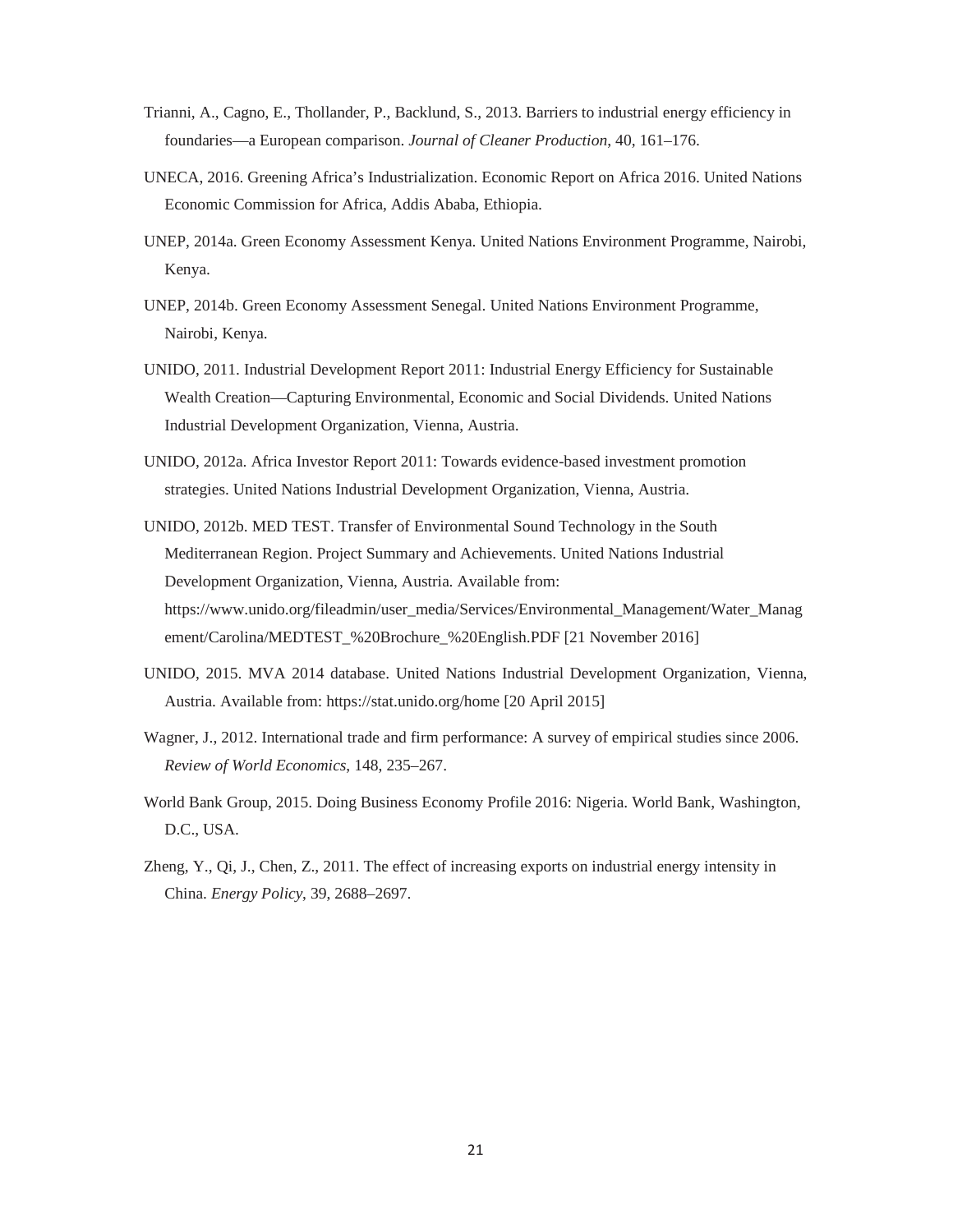Trianni, A., Cagno, E., Thollander, P., Backlund, S., 2013. Barriers to industrial energy efficiency in foundaries—a European comparison. *Journal of Cleaner Production*, 40, 161–176.

UNECA, 2016. Greening Africa's Industrialization. Economic Report on Africa 2016. United Nations Economic Commission for Africa, Addis Ababa, Ethiopia.

UNEP, 2014a. Green Economy Assessment Kenya. United Nations Environment Programme, Nairobi, Kenya.

UNEP, 2014b. Green Economy Assessment Senegal. United Nations Environment Programme, Nairobi, Kenya.

UNIDO, 2011. Industrial Development Report 2011: Industrial Energy Efficiency for Sustainable Wealth Creation—Capturing Environmental, Economic and Social Dividends. United Nations Industrial Development Organization, Vienna, Austria.

UNIDO, 2012a. Africa Investor Report 2011: Towards evidence-based investment promotion strategies. United Nations Industrial Development Organization, Vienna, Austria.

UNIDO, 2012b. MED TEST. Transfer of Environmental Sound Technology in the South Mediterranean Region. Project Summary and Achievements. United Nations Industrial Development Organization, Vienna, Austria. Available from: https://www.unido.org/fileadmin/user_media/Services/Environmental_Management/Water_Management/Carolina/MEDTEST_%20Brochure_%20English.PDF [21 November 2016]

UNIDO, 2015. MVA 2014 database. United Nations Industrial Development Organization, Vienna, Austria. Available from: https://stat.unido.org/home [20 April 2015]

Wagner, J., 2012. International trade and firm performance: A survey of empirical studies since 2006. *Review of World Economics*, 148, 235–267.

World Bank Group, 2015. Doing Business Economy Profile 2016: Nigeria. World Bank, Washington, D.C., USA.

Zheng, Y., Qi, J., Chen, Z., 2011. The effect of increasing exports on industrial energy intensity in China. *Energy Policy*, 39, 2688–2697.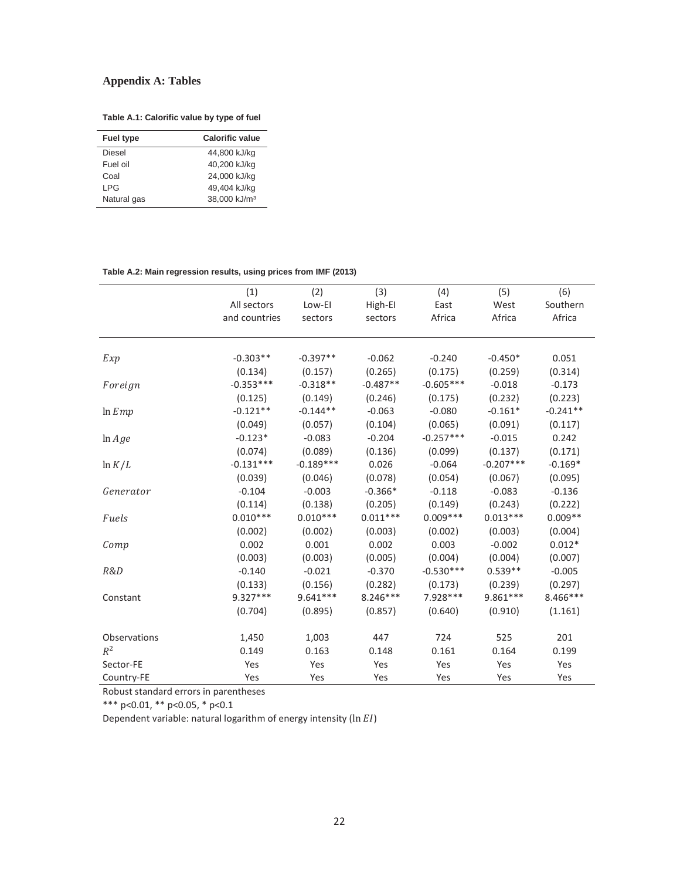## Appendix A: Tables

**Table A.1: Calorific value by type of fuel**

| Fuel type | Calorific value |
|---|---|
| Diesel | 44,800 kJ/kg |
| Fuel oil | 40,200 kJ/kg |
| Coal | 24,000 kJ/kg |
| LPG | 49,404 kJ/kg |
| Natural gas | 38,000 kJ/m³ |

**Table A.2: Main regression results, using prices from IMF (2013)**

| | (1) All sectors and countries | (2) Low-EI sectors | (3) High-EI sectors | (4) East Africa | (5) West Africa | (6) Southern Africa |
|---|---|---|---|---|---|---|
| $Exp$ | -0.303** | -0.397** | -0.062 | -0.240 | -0.450* | 0.051 |
| | (0.134) | (0.157) | (0.265) | (0.175) | (0.259) | (0.314) |
| $Foreign$ | -0.353*** | -0.318** | -0.487** | -0.605*** | -0.018 | -0.173 |
| | (0.125) | (0.149) | (0.246) | (0.175) | (0.232) | (0.223) |
| $\ln Emp$ | -0.121** | -0.144** | -0.063 | -0.080 | -0.161* | -0.241** |
| | (0.049) | (0.057) | (0.104) | (0.065) | (0.091) | (0.117) |
| $\ln Age$ | -0.123* | -0.083 | -0.204 | -0.257*** | -0.015 | 0.242 |
| | (0.074) | (0.089) | (0.136) | (0.099) | (0.137) | (0.171) |
| $\ln K/L$ | -0.131*** | -0.189*** | 0.026 | -0.064 | -0.207*** | -0.169* |
| | (0.039) | (0.046) | (0.078) | (0.054) | (0.067) | (0.095) |
| $Generator$ | -0.104 | -0.003 | -0.366* | -0.118 | -0.083 | -0.136 |
| | (0.114) | (0.138) | (0.205) | (0.149) | (0.243) | (0.222) |
| $Fuels$ | 0.010*** | 0.010*** | 0.011*** | 0.009*** | 0.013*** | 0.009** |
| | (0.002) | (0.002) | (0.003) | (0.002) | (0.003) | (0.004) |
| $Comp$ | 0.002 | 0.001 | 0.002 | 0.003 | -0.002 | 0.012* |
| | (0.003) | (0.003) | (0.005) | (0.004) | (0.004) | (0.007) |
| $R\&D$ | -0.140 | -0.021 | -0.370 | -0.530*** | 0.539** | -0.005 |
| | (0.133) | (0.156) | (0.282) | (0.173) | (0.239) | (0.297) |
| Constant | 9.327*** | 9.641*** | 8.246*** | 7.928*** | 9.861*** | 8.466*** |
| | (0.704) | (0.895) | (0.857) | (0.640) | (0.910) | (1.161) |
| Observations | 1,450 | 1,003 | 447 | 724 | 525 | 201 |
| $R^2$ | 0.149 | 0.163 | 0.148 | 0.161 | 0.164 | 0.199 |
| Sector-FE | Yes | Yes | Yes | Yes | Yes | Yes |
| Country-FE | Yes | Yes | Yes | Yes | Yes | Yes |

Robust standard errors in parentheses

*** p<0.01, ** p<0.05, * p<0.1

Dependent variable: natural logarithm of energy intensity ($\ln EI$)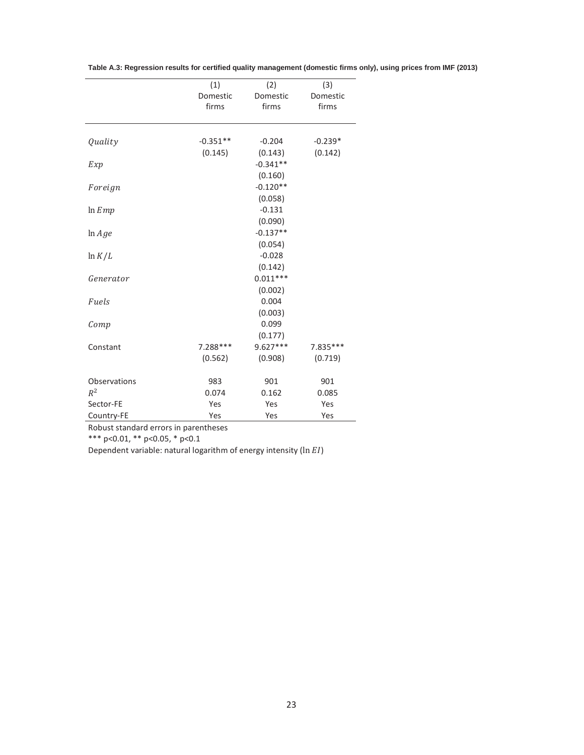**Table A.3: Regression results for certified quality management (domestic firms only), using prices from IMF (2013)**

| | (1) Domestic firms | (2) Domestic firms | (3) Domestic firms |
|---|---|---|---|
| $Quality$ | -0.351** | -0.204 | -0.239* |
| | (0.145) | (0.143) | (0.142) |
| $Exp$ | | -0.341** | |
| | | (0.160) | |
| $Foreign$ | | -0.120** | |
| | | (0.058) | |
| $\ln Emp$ | | -0.131 | |
| | | (0.090) | |
| $\ln Age$ | | -0.137** | |
| | | (0.054) | |
| $\ln K/L$ | | -0.028 | |
| | | (0.142) | |
| $Generator$ | | 0.011*** | |
| | | (0.002) | |
| $Fuels$ | | 0.004 | |
| | | (0.003) | |
| $Comp$ | | 0.099 | |
| | | (0.177) | |
| Constant | 7.288*** | 9.627*** | 7.835*** |
| | (0.562) | (0.908) | (0.719) |
| Observations | 983 | 901 | 901 |
| $R^2$ | 0.074 | 0.162 | 0.085 |
| Sector-FE | Yes | Yes | Yes |
| Country-FE | Yes | Yes | Yes |

Robust standard errors in parentheses

*** p<0.01, ** p<0.05, * p<0.1

Dependent variable: natural logarithm of energy intensity ($\ln EI$)